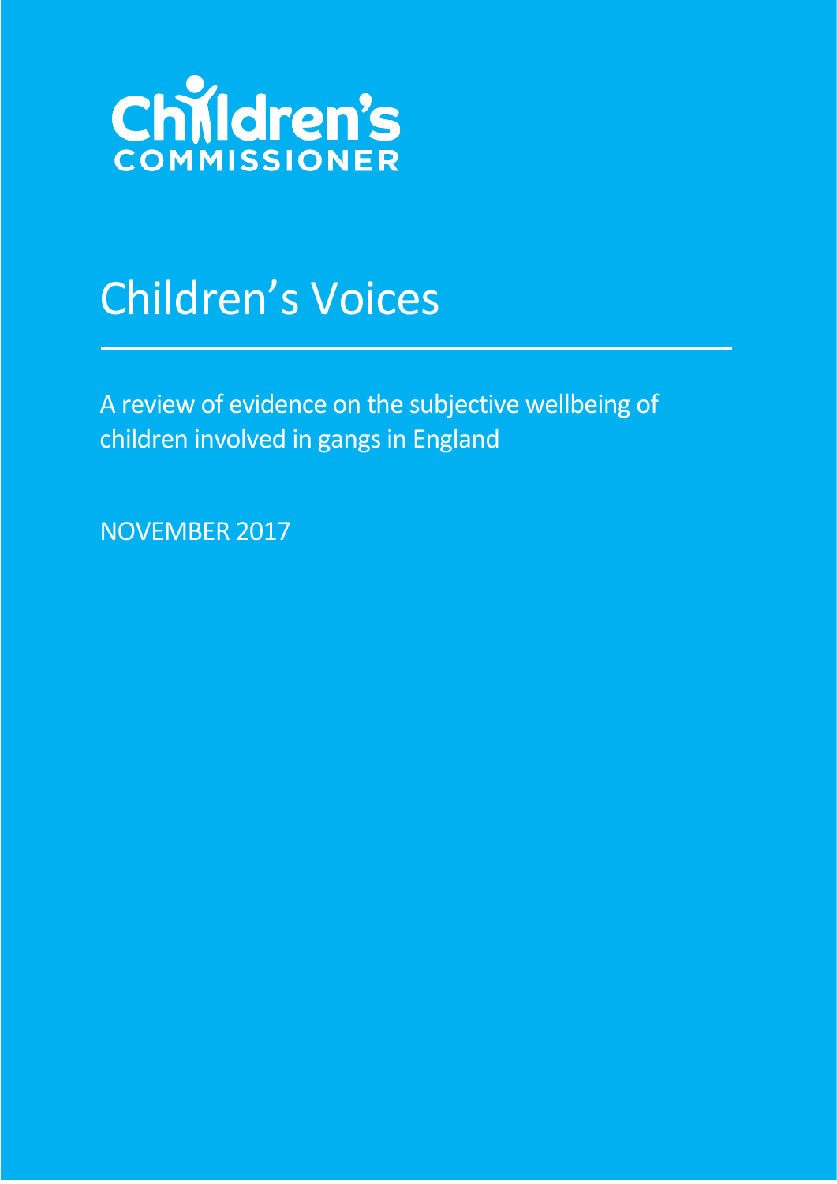Children's COMMISSIONER

# Children's Voices

A review of evidence on the subjective wellbeing of children involved in gangs in England

NOVEMBER 2017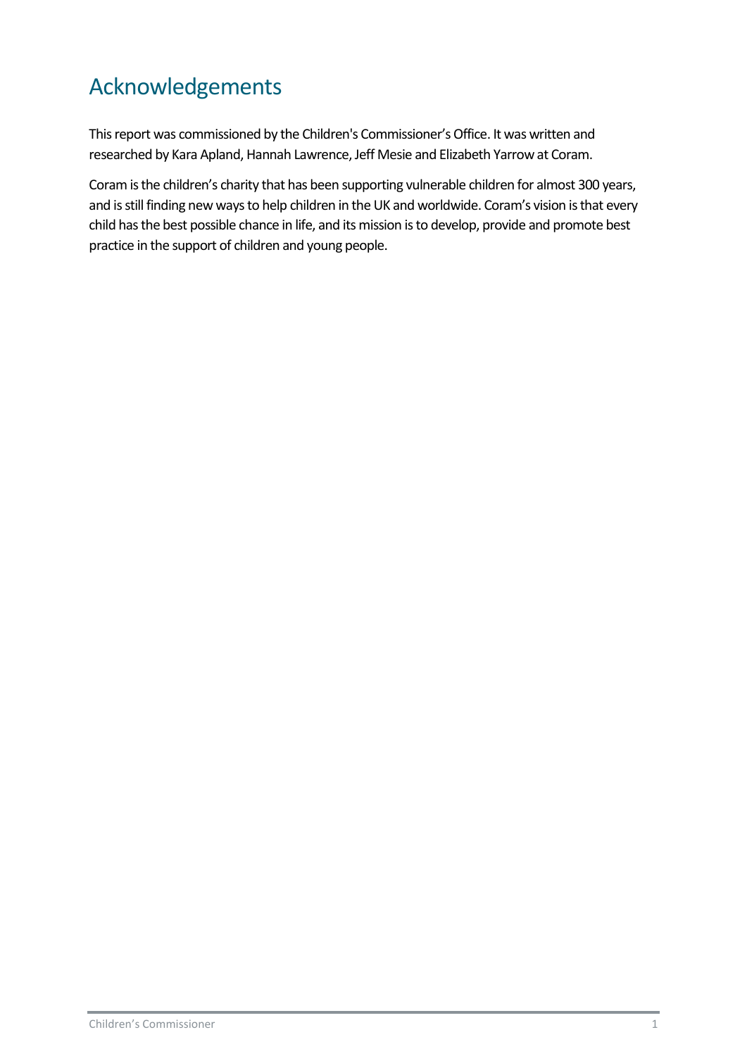# Acknowledgements

This report was commissioned by the Children's Commissioner's Office. It was written and researched by Kara Apland, Hannah Lawrence, Jeff Mesie and Elizabeth Yarrow at Coram.

Coram is the children's charity that has been supporting vulnerable children for almost 300 years, and is still finding new ways to help children in the UK and worldwide. Coram's vision is that every child has the best possible chance in life, and its mission is to develop, provide and promote best practice in the support of children and young people.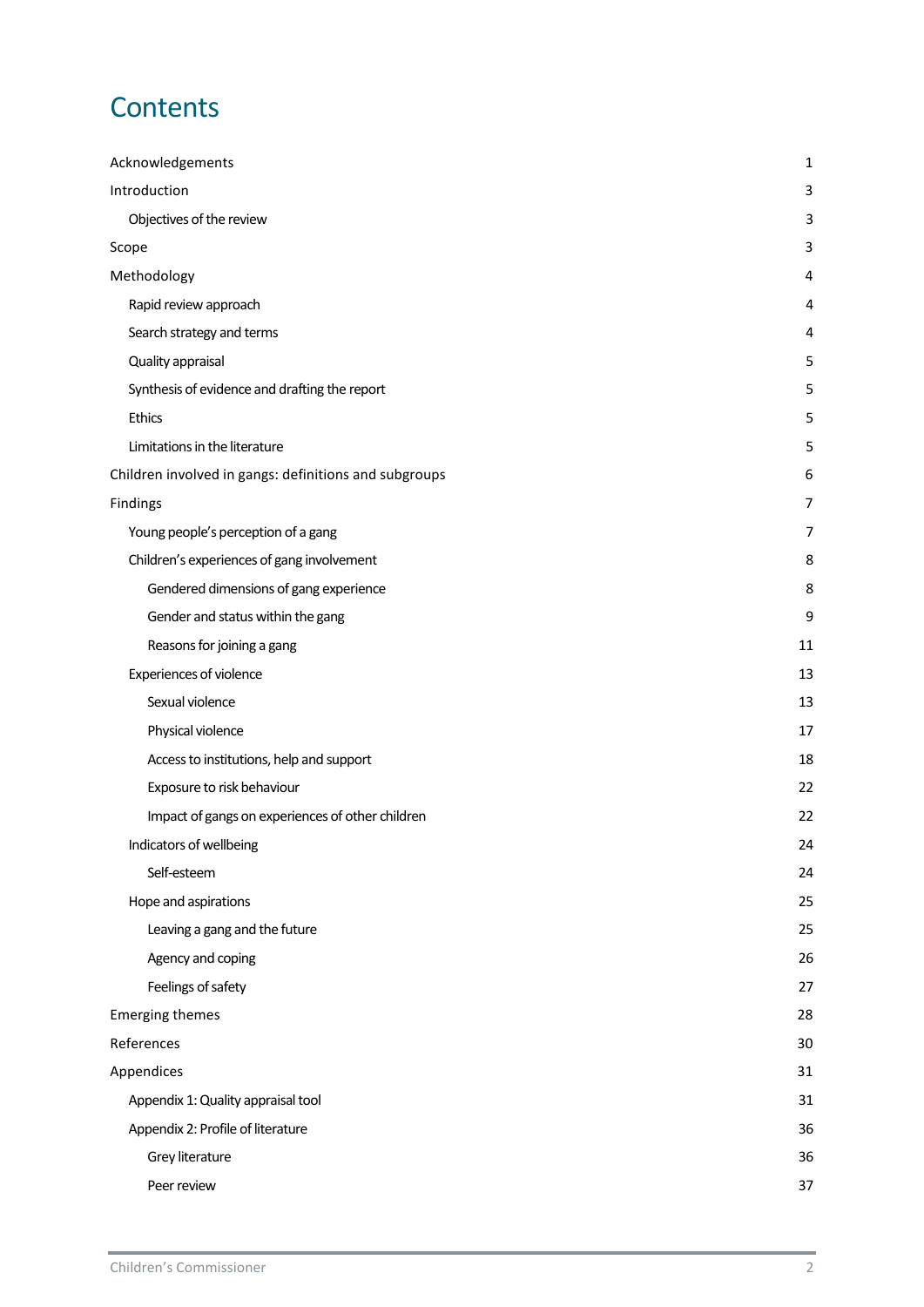# Contents

| | |
|---|---|
| Acknowledgements | 1 |
| Introduction | 3 |
| Objectives of the review | 3 |
| Scope | 3 |
| Methodology | 4 |
| Rapid review approach | 4 |
| Search strategy and terms | 4 |
| Quality appraisal | 5 |
| Synthesis of evidence and drafting the report | 5 |
| Ethics | 5 |
| Limitations in the literature | 5 |
| Children involved in gangs: definitions and subgroups | 6 |
| Findings | 7 |
| Young people's perception of a gang | 7 |
| Children's experiences of gang involvement | 8 |
| Gendered dimensions of gang experience | 8 |
| Gender and status within the gang | 9 |
| Reasons for joining a gang | 11 |
| Experiences of violence | 13 |
| Sexual violence | 13 |
| Physical violence | 17 |
| Access to institutions, help and support | 18 |
| Exposure to risk behaviour | 22 |
| Impact of gangs on experiences of other children | 22 |
| Indicators of wellbeing | 24 |
| Self-esteem | 24 |
| Hope and aspirations | 25 |
| Leaving a gang and the future | 25 |
| Agency and coping | 26 |
| Feelings of safety | 27 |
| Emerging themes | 28 |
| References | 30 |
| Appendices | 31 |
| Appendix 1: Quality appraisal tool | 31 |
| Appendix 2: Profile of literature | 36 |
| Grey literature | 36 |
| Peer review | 37 |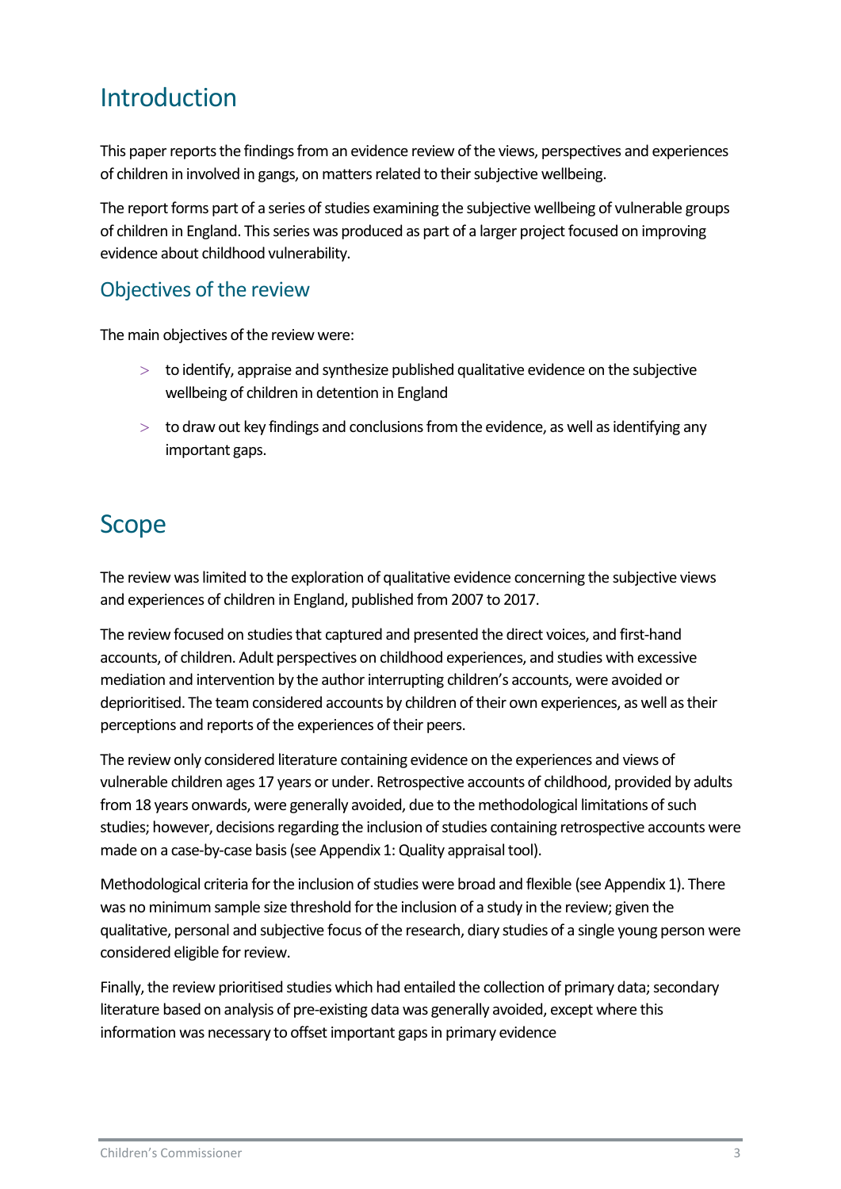# Introduction

This paper reports the findings from an evidence review of the views, perspectives and experiences of children in involved in gangs, on matters related to their subjective wellbeing.

The report forms part of a series of studies examining the subjective wellbeing of vulnerable groups of children in England. This series was produced as part of a larger project focused on improving evidence about childhood vulnerability.

## Objectives of the review

The main objectives of the review were:

- to identify, appraise and synthesize published qualitative evidence on the subjective wellbeing of children in detention in England
- to draw out key findings and conclusions from the evidence, as well as identifying any important gaps.

# Scope

The review was limited to the exploration of qualitative evidence concerning the subjective views and experiences of children in England, published from 2007 to 2017.

The review focused on studies that captured and presented the direct voices, and first-hand accounts, of children. Adult perspectives on childhood experiences, and studies with excessive mediation and intervention by the author interrupting children's accounts, were avoided or deprioritised. The team considered accounts by children of their own experiences, as well as their perceptions and reports of the experiences of their peers.

The review only considered literature containing evidence on the experiences and views of vulnerable children ages 17 years or under. Retrospective accounts of childhood, provided by adults from 18 years onwards, were generally avoided, due to the methodological limitations of such studies; however, decisions regarding the inclusion of studies containing retrospective accounts were made on a case-by-case basis (see Appendix 1: Quality appraisal tool).

Methodological criteria for the inclusion of studies were broad and flexible (see Appendix 1). There was no minimum sample size threshold for the inclusion of a study in the review; given the qualitative, personal and subjective focus of the research, diary studies of a single young person were considered eligible for review.

Finally, the review prioritised studies which had entailed the collection of primary data; secondary literature based on analysis of pre-existing data was generally avoided, except where this information was necessary to offset important gaps in primary evidence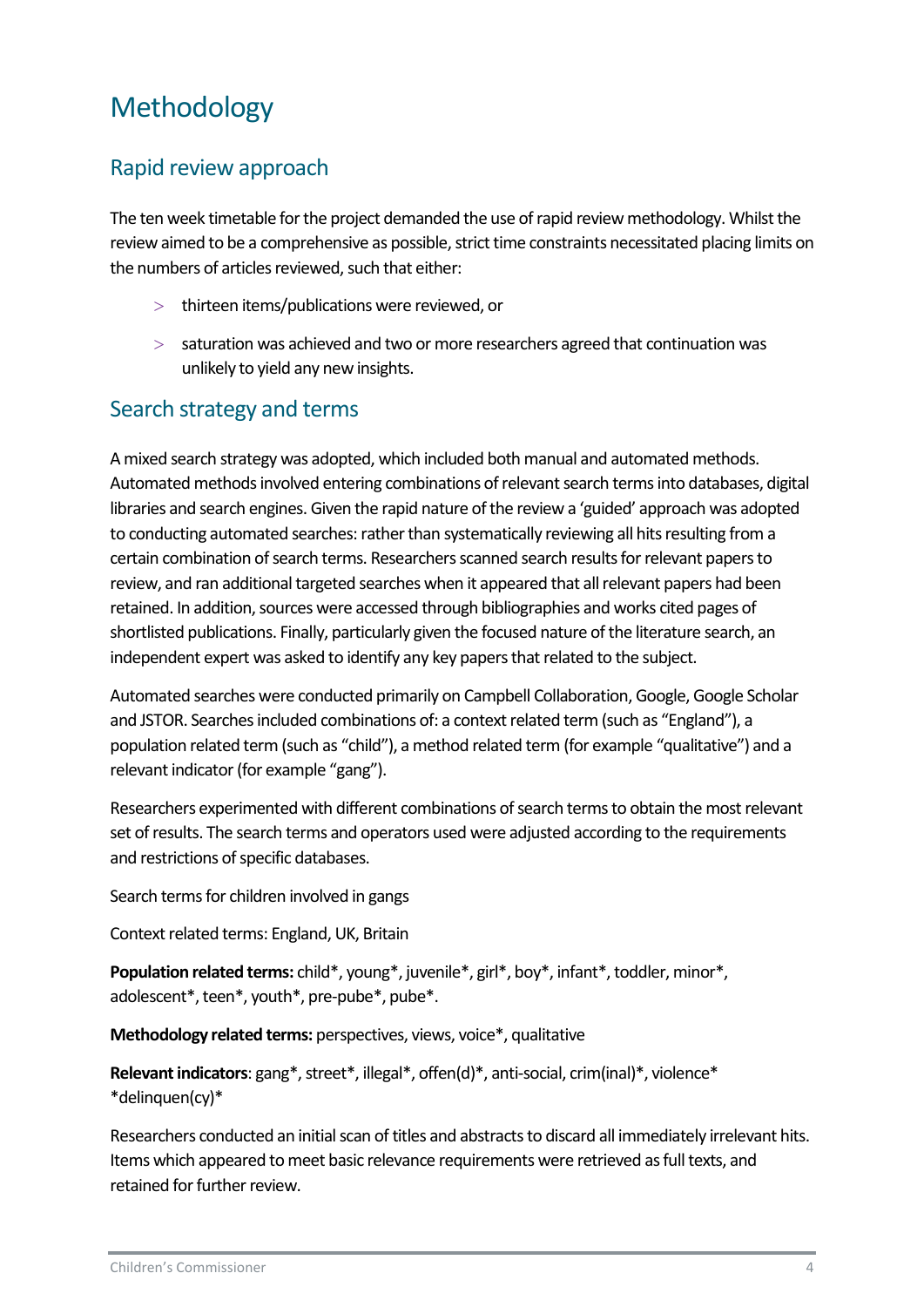# Methodology

## Rapid review approach

The ten week timetable for the project demanded the use of rapid review methodology. Whilst the review aimed to be a comprehensive as possible, strict time constraints necessitated placing limits on the numbers of articles reviewed, such that either:

- thirteen items/publications were reviewed, or
- saturation was achieved and two or more researchers agreed that continuation was unlikely to yield any new insights.

## Search strategy and terms

A mixed search strategy was adopted, which included both manual and automated methods. Automated methods involved entering combinations of relevant search terms into databases, digital libraries and search engines. Given the rapid nature of the review a 'guided' approach was adopted to conducting automated searches: rather than systematically reviewing all hits resulting from a certain combination of search terms. Researchers scanned search results for relevant papers to review, and ran additional targeted searches when it appeared that all relevant papers had been retained. In addition, sources were accessed through bibliographies and works cited pages of shortlisted publications. Finally, particularly given the focused nature of the literature search, an independent expert was asked to identify any key papers that related to the subject.

Automated searches were conducted primarily on Campbell Collaboration, Google, Google Scholar and JSTOR. Searches included combinations of: a context related term (such as "England"), a population related term (such as "child"), a method related term (for example "qualitative") and a relevant indicator (for example "gang").

Researchers experimented with different combinations of search terms to obtain the most relevant set of results. The search terms and operators used were adjusted according to the requirements and restrictions of specific databases.

Search terms for children involved in gangs

Context related terms: England, UK, Britain

**Population related terms:** child*, young*, juvenile*, girl*, boy*, infant*, toddler, minor*, adolescent*, teen*, youth*, pre-pube*, pube*.

**Methodology related terms:** perspectives, views, voice*, qualitative

**Relevant indicators**: gang*, street*, illegal*, offen(d)*, anti-social, crim(inal)*, violence* *delinquen(cy)*

Researchers conducted an initial scan of titles and abstracts to discard all immediately irrelevant hits. Items which appeared to meet basic relevance requirements were retrieved as full texts, and retained for further review.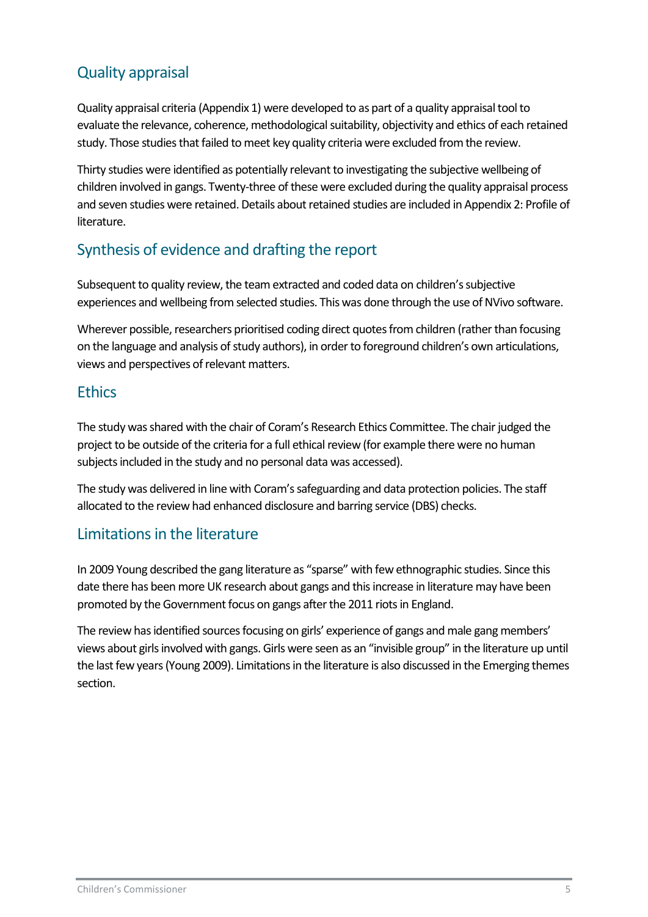## Quality appraisal

Quality appraisal criteria (Appendix 1) were developed to as part of a quality appraisal tool to evaluate the relevance, coherence, methodological suitability, objectivity and ethics of each retained study. Those studies that failed to meet key quality criteria were excluded from the review.

Thirty studies were identified as potentially relevant to investigating the subjective wellbeing of children involved in gangs. Twenty-three of these were excluded during the quality appraisal process and seven studies were retained. Details about retained studies are included in Appendix 2: Profile of literature.

## Synthesis of evidence and drafting the report

Subsequent to quality review, the team extracted and coded data on children's subjective experiences and wellbeing from selected studies. This was done through the use of NVivo software.

Wherever possible, researchers prioritised coding direct quotes from children (rather than focusing on the language and analysis of study authors), in order to foreground children's own articulations, views and perspectives of relevant matters.

## Ethics

The study was shared with the chair of Coram's Research Ethics Committee. The chair judged the project to be outside of the criteria for a full ethical review (for example there were no human subjects included in the study and no personal data was accessed).

The study was delivered in line with Coram's safeguarding and data protection policies. The staff allocated to the review had enhanced disclosure and barring service (DBS) checks.

## Limitations in the literature

In 2009 Young described the gang literature as "sparse" with few ethnographic studies. Since this date there has been more UK research about gangs and this increase in literature may have been promoted by the Government focus on gangs after the 2011 riots in England.

The review has identified sources focusing on girls' experience of gangs and male gang members' views about girls involved with gangs. Girls were seen as an "invisible group" in the literature up until the last few years (Young 2009). Limitations in the literature is also discussed in the Emerging themes section.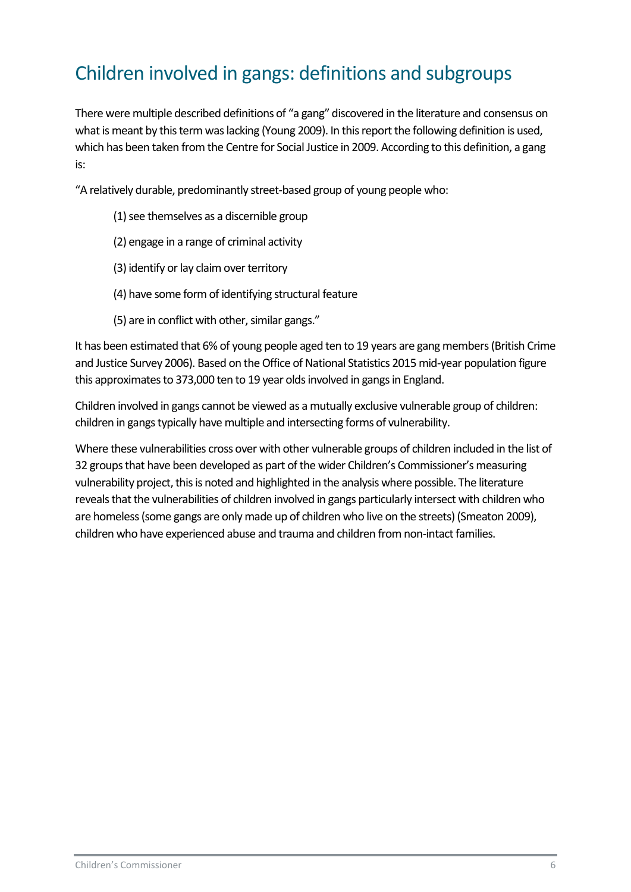# Children involved in gangs: definitions and subgroups

There were multiple described definitions of "a gang" discovered in the literature and consensus on what is meant by this term was lacking (Young 2009). In this report the following definition is used, which has been taken from the Centre for Social Justice in 2009. According to this definition, a gang is:

"A relatively durable, predominantly street-based group of young people who:

(1) see themselves as a discernible group

(2) engage in a range of criminal activity

(3) identify or lay claim over territory

(4) have some form of identifying structural feature

(5) are in conflict with other, similar gangs."

It has been estimated that 6% of young people aged ten to 19 years are gang members (British Crime and Justice Survey 2006). Based on the Office of National Statistics 2015 mid-year population figure this approximates to 373,000 ten to 19 year olds involved in gangs in England.

Children involved in gangs cannot be viewed as a mutually exclusive vulnerable group of children: children in gangs typically have multiple and intersecting forms of vulnerability.

Where these vulnerabilities cross over with other vulnerable groups of children included in the list of 32 groups that have been developed as part of the wider Children's Commissioner's measuring vulnerability project, this is noted and highlighted in the analysis where possible. The literature reveals that the vulnerabilities of children involved in gangs particularly intersect with children who are homeless (some gangs are only made up of children who live on the streets) (Smeaton 2009), children who have experienced abuse and trauma and children from non-intact families.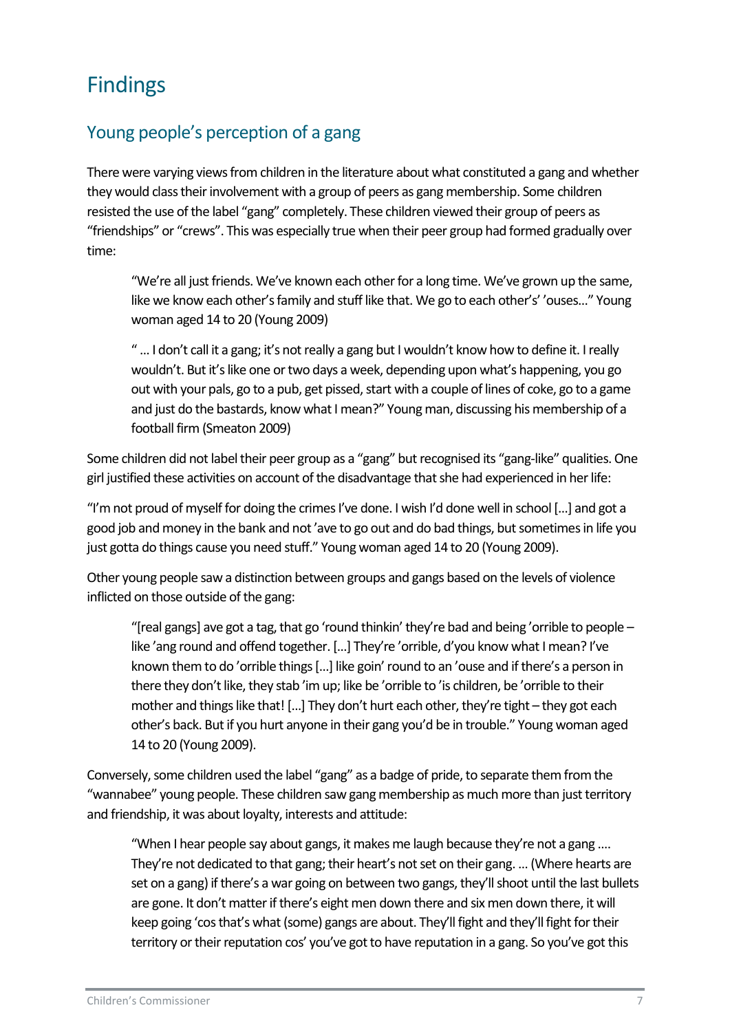# Findings

## Young people's perception of a gang

There were varying views from children in the literature about what constituted a gang and whether they would class their involvement with a group of peers as gang membership. Some children resisted the use of the label "gang" completely. These children viewed their group of peers as "friendships" or "crews". This was especially true when their peer group had formed gradually over time:

> "We're all just friends. We've known each other for a long time. We've grown up the same, like we know each other's family and stuff like that. We go to each other's' 'ouses..." Young woman aged 14 to 20 (Young 2009)

> " ... I don't call it a gang; it's not really a gang but I wouldn't know how to define it. I really wouldn't. But it's like one or two days a week, depending upon what's happening, you go out with your pals, go to a pub, get pissed, start with a couple of lines of coke, go to a game and just do the bastards, know what I mean?" Young man, discussing his membership of a football firm (Smeaton 2009)

Some children did not label their peer group as a "gang" but recognised its "gang-like" qualities. One girl justified these activities on account of the disadvantage that she had experienced in her life:

"I'm not proud of myself for doing the crimes I've done. I wish I'd done well in school [...] and got a good job and money in the bank and not 'ave to go out and do bad things, but sometimes in life you just gotta do things cause you need stuff." Young woman aged 14 to 20 (Young 2009).

Other young people saw a distinction between groups and gangs based on the levels of violence inflicted on those outside of the gang:

> "[real gangs] ave got a tag, that go 'round thinkin' they're bad and being 'orrible to people – like 'ang round and offend together. [...] They're 'orrible, d'you know what I mean? I've known them to do 'orrible things [...] like goin' round to an 'ouse and if there's a person in there they don't like, they stab 'im up; like be 'orrible to 'is children, be 'orrible to their mother and things like that! [...] They don't hurt each other, they're tight – they got each other's back. But if you hurt anyone in their gang you'd be in trouble." Young woman aged 14 to 20 (Young 2009).

Conversely, some children used the label "gang" as a badge of pride, to separate them from the "wannabee" young people. These children saw gang membership as much more than just territory and friendship, it was about loyalty, interests and attitude:

> "When I hear people say about gangs, it makes me laugh because they're not a gang .... They're not dedicated to that gang; their heart's not set on their gang. ... (Where hearts are set on a gang) if there's a war going on between two gangs, they'll shoot until the last bullets are gone. It don't matter if there's eight men down there and six men down there, it will keep going 'cos that's what (some) gangs are about. They'll fight and they'll fight for their territory or their reputation cos' you've got to have reputation in a gang. So you've got this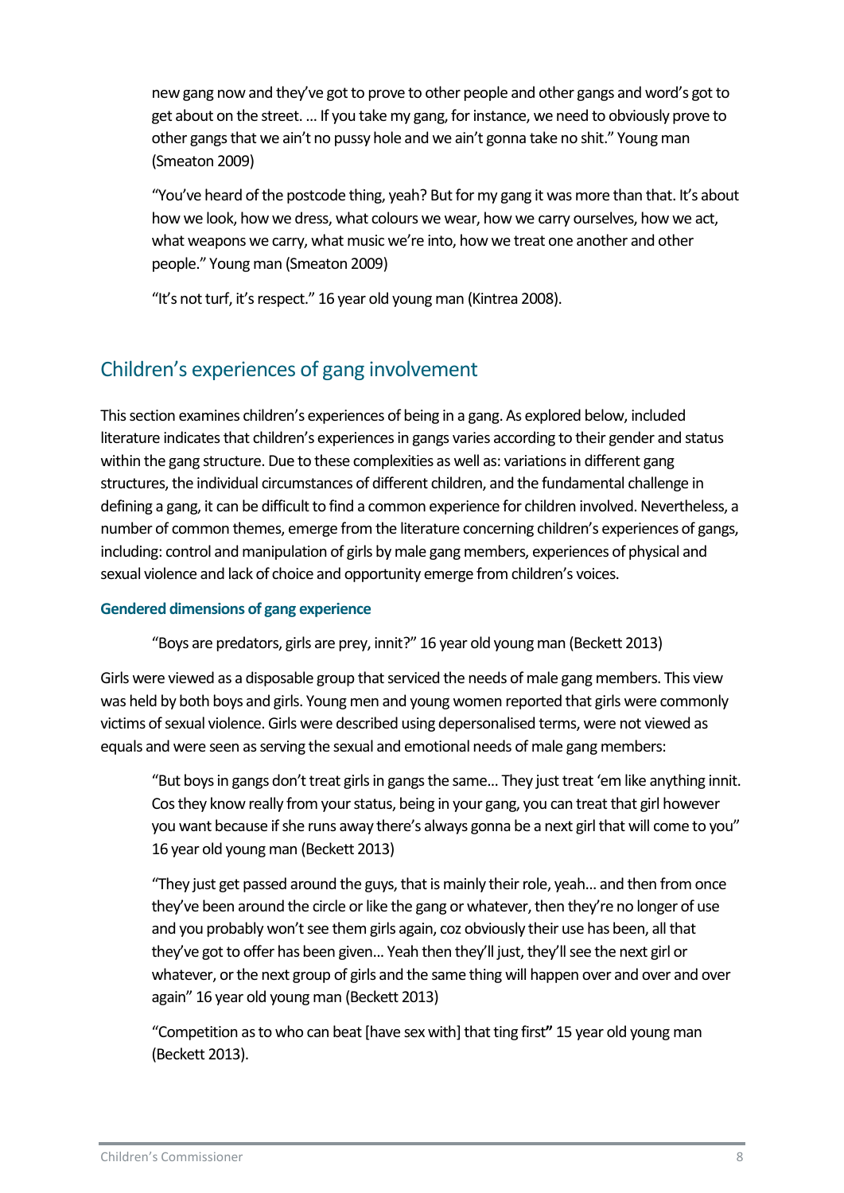new gang now and they've got to prove to other people and other gangs and word's got to get about on the street. ... If you take my gang, for instance, we need to obviously prove to other gangs that we ain't no pussy hole and we ain't gonna take no shit." Young man (Smeaton 2009)

> "You've heard of the postcode thing, yeah? But for my gang it was more than that. It's about how we look, how we dress, what colours we wear, how we carry ourselves, how we act, what weapons we carry, what music we're into, how we treat one another and other people." Young man (Smeaton 2009)

> "It's not turf, it's respect." 16 year old young man (Kintrea 2008).

## Children's experiences of gang involvement

This section examines children's experiences of being in a gang. As explored below, included literature indicates that children's experiences in gangs varies according to their gender and status within the gang structure. Due to these complexities as well as: variations in different gang structures, the individual circumstances of different children, and the fundamental challenge in defining a gang, it can be difficult to find a common experience for children involved. Nevertheless, a number of common themes, emerge from the literature concerning children's experiences of gangs, including: control and manipulation of girls by male gang members, experiences of physical and sexual violence and lack of choice and opportunity emerge from children's voices.

### Gendered dimensions of gang experience

> "Boys are predators, girls are prey, innit?" 16 year old young man (Beckett 2013)

Girls were viewed as a disposable group that serviced the needs of male gang members. This view was held by both boys and girls. Young men and young women reported that girls were commonly victims of sexual violence. Girls were described using depersonalised terms, were not viewed as equals and were seen as serving the sexual and emotional needs of male gang members:

> "But boys in gangs don't treat girls in gangs the same... They just treat 'em like anything innit. Cos they know really from your status, being in your gang, you can treat that girl however you want because if she runs away there's always gonna be a next girl that will come to you" 16 year old young man (Beckett 2013)

> "They just get passed around the guys, that is mainly their role, yeah... and then from once they've been around the circle or like the gang or whatever, then they're no longer of use and you probably won't see them girls again, coz obviously their use has been, all that they've got to offer has been given... Yeah then they'll just, they'll see the next girl or whatever, or the next group of girls and the same thing will happen over and over and over again" 16 year old young man (Beckett 2013)

> "Competition as to who can beat [have sex with] that ting first**"** 15 year old young man (Beckett 2013).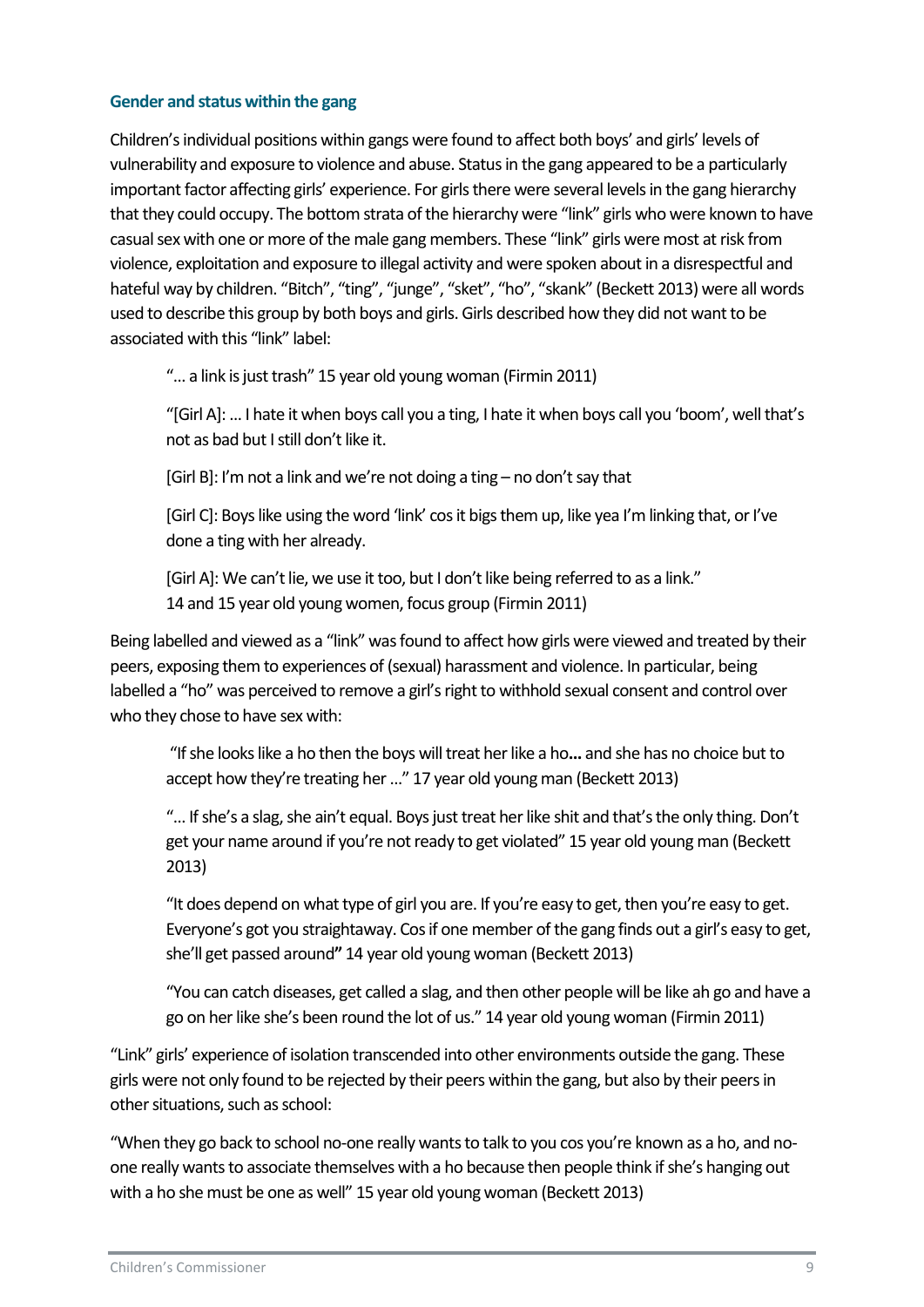### Gender and status within the gang

Children's individual positions within gangs were found to affect both boys' and girls' levels of vulnerability and exposure to violence and abuse. Status in the gang appeared to be a particularly important factor affecting girls' experience. For girls there were several levels in the gang hierarchy that they could occupy. The bottom strata of the hierarchy were "link" girls who were known to have casual sex with one or more of the male gang members. These "link" girls were most at risk from violence, exploitation and exposure to illegal activity and were spoken about in a disrespectful and hateful way by children. "Bitch", "ting", "junge", "sket", "ho", "skank" (Beckett 2013) were all words used to describe this group by both boys and girls. Girls described how they did not want to be associated with this "link" label:

> "… a link is just trash" 15 year old young woman (Firmin 2011)
>
> "[Girl A]: … I hate it when boys call you a ting, I hate it when boys call you 'boom', well that's not as bad but I still don't like it.
>
> [Girl B]: I'm not a link and we're not doing a ting – no don't say that
>
> [Girl C]: Boys like using the word 'link' cos it bigs them up, like yea I'm linking that, or I've done a ting with her already.
>
> [Girl A]: We can't lie, we use it too, but I don't like being referred to as a link."
> 14 and 15 year old young women, focus group (Firmin 2011)

Being labelled and viewed as a "link" was found to affect how girls were viewed and treated by their peers, exposing them to experiences of (sexual) harassment and violence. In particular, being labelled a "ho" was perceived to remove a girl's right to withhold sexual consent and control over who they chose to have sex with:

> "If she looks like a ho then the boys will treat her like a ho**…** and she has no choice but to accept how they're treating her …" 17 year old young man (Beckett 2013)
>
> "… If she's a slag, she ain't equal. Boys just treat her like shit and that's the only thing. Don't get your name around if you're not ready to get violated" 15 year old young man (Beckett 2013)
>
> "It does depend on what type of girl you are. If you're easy to get, then you're easy to get. Everyone's got you straightaway. Cos if one member of the gang finds out a girl's easy to get, she'll get passed around**"** 14 year old young woman (Beckett 2013)
>
> "You can catch diseases, get called a slag, and then other people will be like ah go and have a go on her like she's been round the lot of us." 14 year old young woman (Firmin 2011)

"Link" girls' experience of isolation transcended into other environments outside the gang. These girls were not only found to be rejected by their peers within the gang, but also by their peers in other situations, such as school:

"When they go back to school no-one really wants to talk to you cos you're known as a ho, and no-one really wants to associate themselves with a ho because then people think if she's hanging out with a ho she must be one as well" 15 year old young woman (Beckett 2013)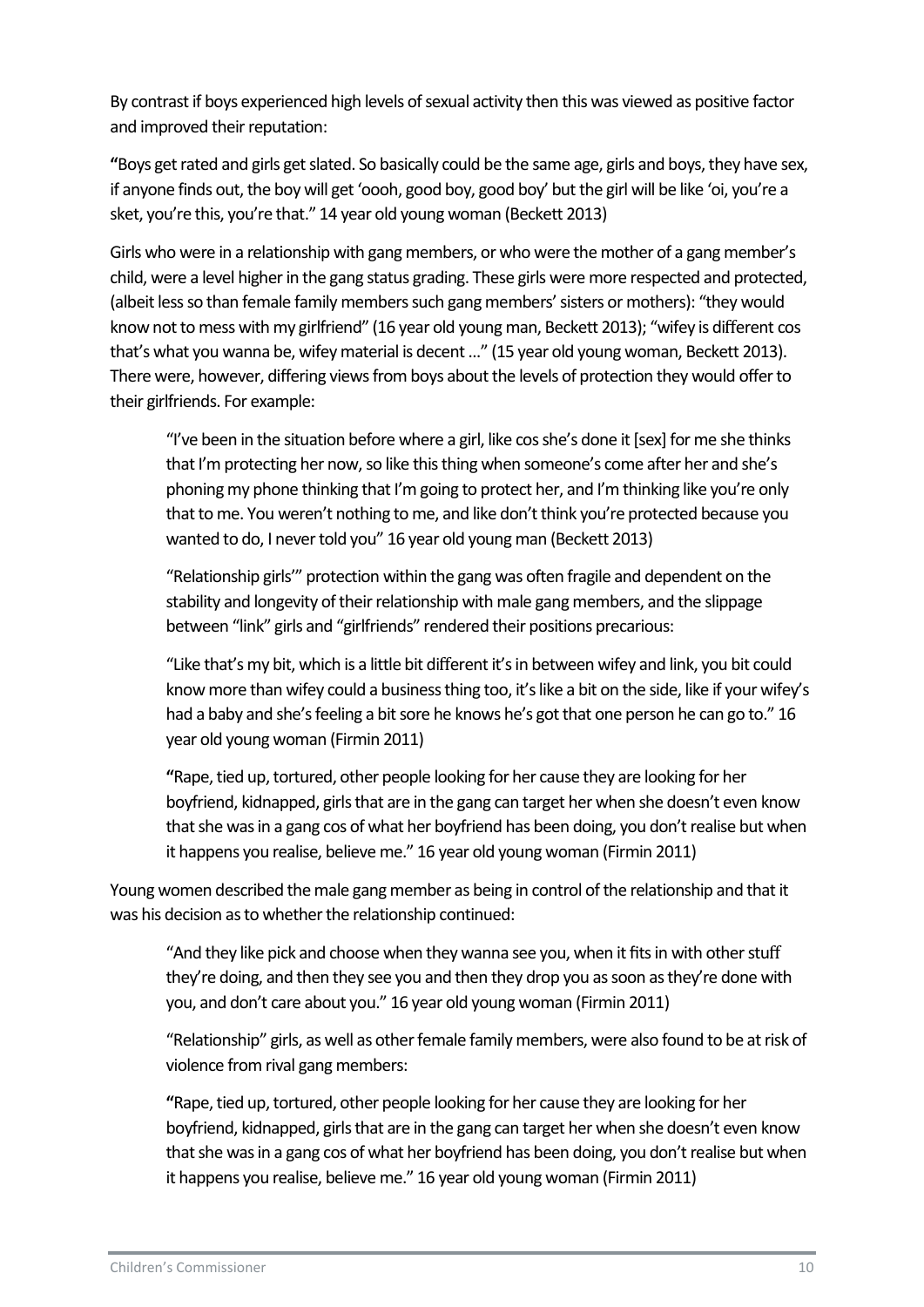By contrast if boys experienced high levels of sexual activity then this was viewed as positive factor and improved their reputation:

**"**Boys get rated and girls get slated. So basically could be the same age, girls and boys, they have sex, if anyone finds out, the boy will get 'oooh, good boy, good boy' but the girl will be like 'oi, you're a sket, you're this, you're that." 14 year old young woman (Beckett 2013)

Girls who were in a relationship with gang members, or who were the mother of a gang member's child, were a level higher in the gang status grading. These girls were more respected and protected, (albeit less so than female family members such gang members' sisters or mothers): "they would know not to mess with my girlfriend" (16 year old young man, Beckett 2013); "wifey is different cos that's what you wanna be, wifey material is decent ..." (15 year old young woman, Beckett 2013). There were, however, differing views from boys about the levels of protection they would offer to their girlfriends. For example:

> "I've been in the situation before where a girl, like cos she's done it [sex] for me she thinks that I'm protecting her now, so like this thing when someone's come after her and she's phoning my phone thinking that I'm going to protect her, and I'm thinking like you're only that to me. You weren't nothing to me, and like don't think you're protected because you wanted to do, I never told you" 16 year old young man (Beckett 2013)
>
> "Relationship girls'" protection within the gang was often fragile and dependent on the stability and longevity of their relationship with male gang members, and the slippage between "link" girls and "girlfriends" rendered their positions precarious:
>
> "Like that's my bit, which is a little bit different it's in between wifey and link, you bit could know more than wifey could a business thing too, it's like a bit on the side, like if your wifey's had a baby and she's feeling a bit sore he knows he's got that one person he can go to." 16 year old young woman (Firmin 2011)
>
> **"**Rape, tied up, tortured, other people looking for her cause they are looking for her boyfriend, kidnapped, girls that are in the gang can target her when she doesn't even know that she was in a gang cos of what her boyfriend has been doing, you don't realise but when it happens you realise, believe me." 16 year old young woman (Firmin 2011)

Young women described the male gang member as being in control of the relationship and that it was his decision as to whether the relationship continued:

> "And they like pick and choose when they wanna see you, when it fits in with other stuff they're doing, and then they see you and then they drop you as soon as they're done with you, and don't care about you." 16 year old young woman (Firmin 2011)
>
> "Relationship" girls, as well as other female family members, were also found to be at risk of violence from rival gang members:
>
> **"**Rape, tied up, tortured, other people looking for her cause they are looking for her boyfriend, kidnapped, girls that are in the gang can target her when she doesn't even know that she was in a gang cos of what her boyfriend has been doing, you don't realise but when it happens you realise, believe me." 16 year old young woman (Firmin 2011)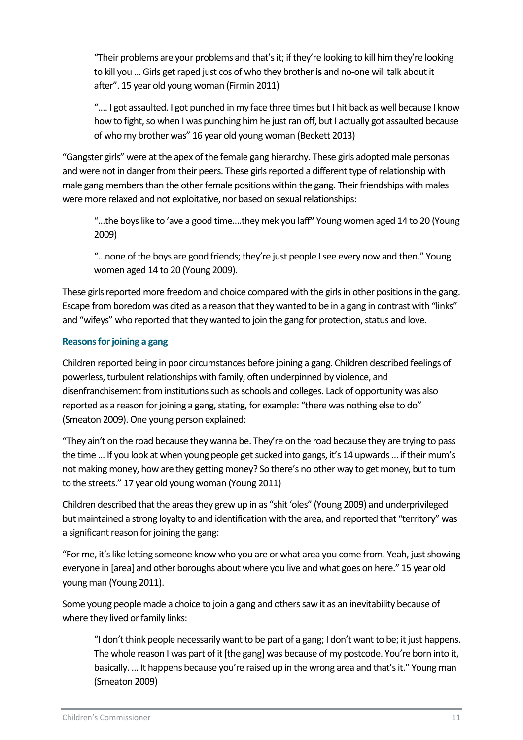> "Their problems are your problems and that's it; if they're looking to kill him they're looking to kill you ... Girls get raped just cos of who they brother **is** and no-one will talk about it after". 15 year old young woman (Firmin 2011)

> ".... I got assaulted. I got punched in my face three times but I hit back as well because I know how to fight, so when I was punching him he just ran off, but I actually got assaulted because of who my brother was" 16 year old young woman (Beckett 2013)

"Gangster girls" were at the apex of the female gang hierarchy. These girls adopted male personas and were not in danger from their peers. These girls reported a different type of relationship with male gang members than the other female positions within the gang. Their friendships with males were more relaxed and not exploitative, nor based on sexual relationships:

> "...the boys like to 'ave a good time....they mek you laff**"** Young women aged 14 to 20 (Young 2009)

> "...none of the boys are good friends; they're just people I see every now and then." Young women aged 14 to 20 (Young 2009).

These girls reported more freedom and choice compared with the girls in other positions in the gang. Escape from boredom was cited as a reason that they wanted to be in a gang in contrast with "links" and "wifeys" who reported that they wanted to join the gang for protection, status and love.

### Reasons for joining a gang

Children reported being in poor circumstances before joining a gang. Children described feelings of powerless, turbulent relationships with family, often underpinned by violence, and disenfranchisement from institutions such as schools and colleges. Lack of opportunity was also reported as a reason for joining a gang, stating, for example: "there was nothing else to do" (Smeaton 2009). One young person explained:

"They ain't on the road because they wanna be. They're on the road because they are trying to pass the time ... If you look at when young people get sucked into gangs, it's 14 upwards ... if their mum's not making money, how are they getting money? So there's no other way to get money, but to turn to the streets." 17 year old young woman (Young 2011)

Children described that the areas they grew up in as "shit 'oles" (Young 2009) and underprivileged but maintained a strong loyalty to and identification with the area, and reported that "territory" was a significant reason for joining the gang:

"For me, it's like letting someone know who you are or what area you come from. Yeah, just showing everyone in [area] and other boroughs about where you live and what goes on here." 15 year old young man (Young 2011).

Some young people made a choice to join a gang and others saw it as an inevitability because of where they lived or family links:

> "I don't think people necessarily want to be part of a gang; I don't want to be; it just happens. The whole reason I was part of it [the gang] was because of my postcode. You're born into it, basically. ... It happens because you're raised up in the wrong area and that's it." Young man (Smeaton 2009)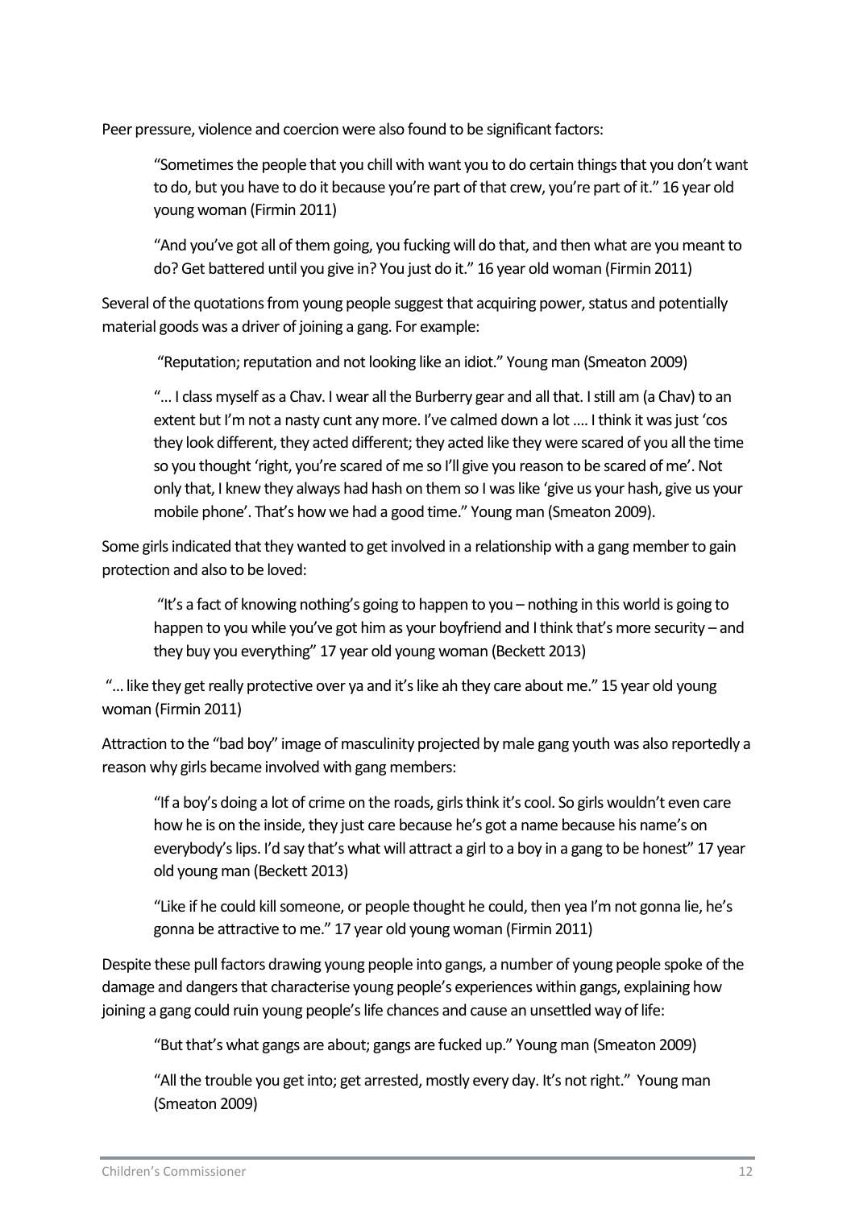Peer pressure, violence and coercion were also found to be significant factors:

> "Sometimes the people that you chill with want you to do certain things that you don't want to do, but you have to do it because you're part of that crew, you're part of it." 16 year old young woman (Firmin 2011)

> "And you've got all of them going, you fucking will do that, and then what are you meant to do? Get battered until you give in? You just do it." 16 year old woman (Firmin 2011)

Several of the quotations from young people suggest that acquiring power, status and potentially material goods was a driver of joining a gang. For example:

> "Reputation; reputation and not looking like an idiot." Young man (Smeaton 2009)

> "… I class myself as a Chav. I wear all the Burberry gear and all that. I still am (a Chav) to an extent but I'm not a nasty cunt any more. I've calmed down a lot …. I think it was just 'cos they look different, they acted different; they acted like they were scared of you all the time so you thought 'right, you're scared of me so I'll give you reason to be scared of me'. Not only that, I knew they always had hash on them so I was like 'give us your hash, give us your mobile phone'. That's how we had a good time." Young man (Smeaton 2009).

Some girls indicated that they wanted to get involved in a relationship with a gang member to gain protection and also to be loved:

> "It's a fact of knowing nothing's going to happen to you – nothing in this world is going to happen to you while you've got him as your boyfriend and I think that's more security – and they buy you everything" 17 year old young woman (Beckett 2013)

"… like they get really protective over ya and it's like ah they care about me." 15 year old young woman (Firmin 2011)

Attraction to the "bad boy" image of masculinity projected by male gang youth was also reportedly a reason why girls became involved with gang members:

> "If a boy's doing a lot of crime on the roads, girls think it's cool. So girls wouldn't even care how he is on the inside, they just care because he's got a name because his name's on everybody's lips. I'd say that's what will attract a girl to a boy in a gang to be honest" 17 year old young man (Beckett 2013)

> "Like if he could kill someone, or people thought he could, then yea I'm not gonna lie, he's gonna be attractive to me." 17 year old young woman (Firmin 2011)

Despite these pull factors drawing young people into gangs, a number of young people spoke of the damage and dangers that characterise young people's experiences within gangs, explaining how joining a gang could ruin young people's life chances and cause an unsettled way of life:

> "But that's what gangs are about; gangs are fucked up." Young man (Smeaton 2009)

> "All the trouble you get into; get arrested, mostly every day. It's not right." Young man (Smeaton 2009)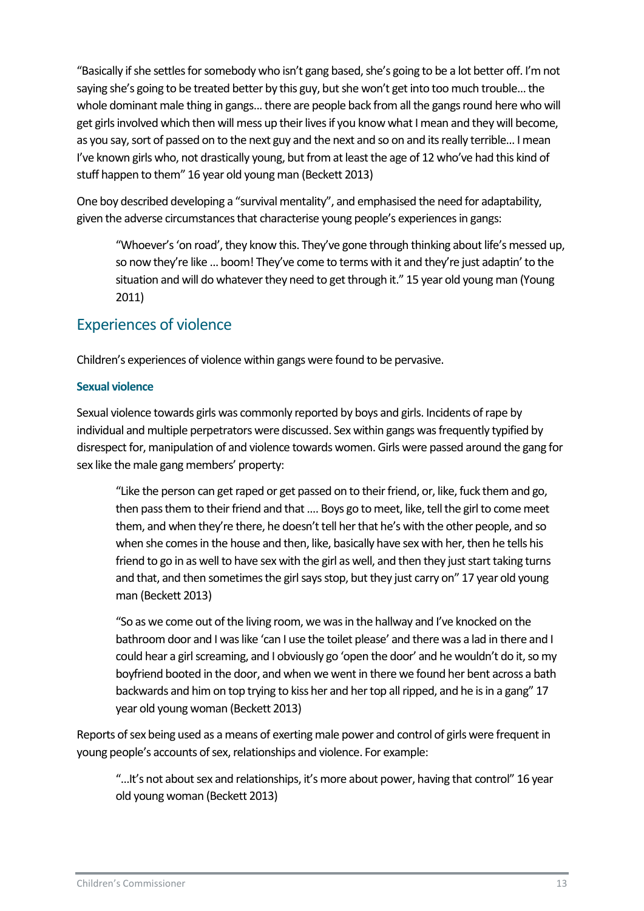"Basically if she settles for somebody who isn't gang based, she's going to be a lot better off. I'm not saying she's going to be treated better by this guy, but she won't get into too much trouble… the whole dominant male thing in gangs… there are people back from all the gangs round here who will get girls involved which then will mess up their lives if you know what I mean and they will become, as you say, sort of passed on to the next guy and the next and so on and its really terrible… I mean I've known girls who, not drastically young, but from at least the age of 12 who've had this kind of stuff happen to them" 16 year old young man (Beckett 2013)

One boy described developing a "survival mentality", and emphasised the need for adaptability, given the adverse circumstances that characterise young people's experiences in gangs:

> "Whoever's 'on road', they know this. They've gone through thinking about life's messed up, so now they're like … boom! They've come to terms with it and they're just adaptin' to the situation and will do whatever they need to get through it." 15 year old young man (Young 2011)

## Experiences of violence

Children's experiences of violence within gangs were found to be pervasive.

### Sexual violence

Sexual violence towards girls was commonly reported by boys and girls. Incidents of rape by individual and multiple perpetrators were discussed. Sex within gangs was frequently typified by disrespect for, manipulation of and violence towards women. Girls were passed around the gang for sex like the male gang members' property:

> "Like the person can get raped or get passed on to their friend, or, like, fuck them and go, then pass them to their friend and that …. Boys go to meet, like, tell the girl to come meet them, and when they're there, he doesn't tell her that he's with the other people, and so when she comes in the house and then, like, basically have sex with her, then he tells his friend to go in as well to have sex with the girl as well, and then they just start taking turns and that, and then sometimes the girl says stop, but they just carry on" 17 year old young man (Beckett 2013)

> "So as we come out of the living room, we was in the hallway and I've knocked on the bathroom door and I was like 'can I use the toilet please' and there was a lad in there and I could hear a girl screaming, and I obviously go 'open the door' and he wouldn't do it, so my boyfriend booted in the door, and when we went in there we found her bent across a bath backwards and him on top trying to kiss her and her top all ripped, and he is in a gang" 17 year old young woman (Beckett 2013)

Reports of sex being used as a means of exerting male power and control of girls were frequent in young people's accounts of sex, relationships and violence. For example:

> "…It's not about sex and relationships, it's more about power, having that control" 16 year old young woman (Beckett 2013)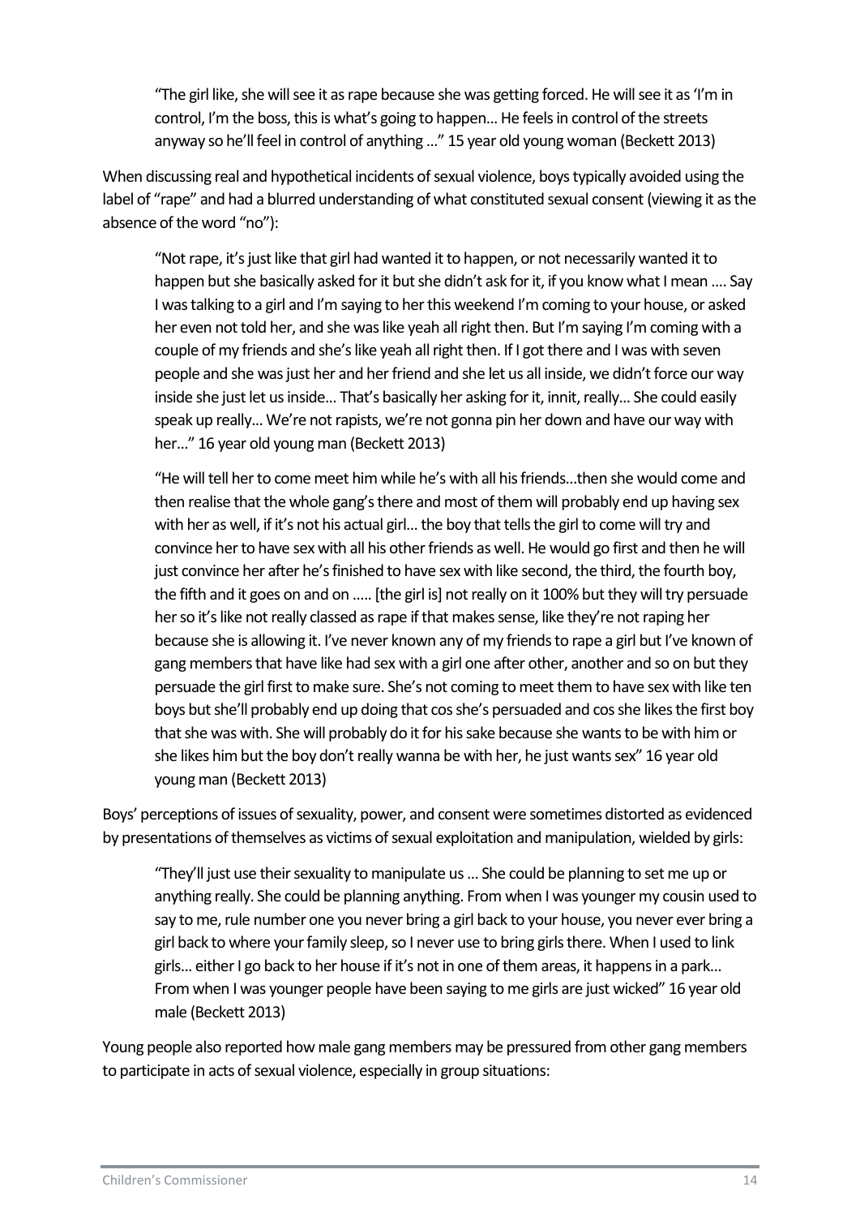> "The girl like, she will see it as rape because she was getting forced. He will see it as 'I'm in control, I'm the boss, this is what's going to happen… He feels in control of the streets anyway so he'll feel in control of anything …" 15 year old young woman (Beckett 2013)

When discussing real and hypothetical incidents of sexual violence, boys typically avoided using the label of "rape" and had a blurred understanding of what constituted sexual consent (viewing it as the absence of the word "no"):

> "Not rape, it's just like that girl had wanted it to happen, or not necessarily wanted it to happen but she basically asked for it but she didn't ask for it, if you know what I mean …. Say I was talking to a girl and I'm saying to her this weekend I'm coming to your house, or asked her even not told her, and she was like yeah all right then. But I'm saying I'm coming with a couple of my friends and she's like yeah all right then. If I got there and I was with seven people and she was just her and her friend and she let us all inside, we didn't force our way inside she just let us inside… That's basically her asking for it, innit, really… She could easily speak up really… We're not rapists, we're not gonna pin her down and have our way with her…" 16 year old young man (Beckett 2013)

> "He will tell her to come meet him while he's with all his friends…then she would come and then realise that the whole gang's there and most of them will probably end up having sex with her as well, if it's not his actual girl… the boy that tells the girl to come will try and convince her to have sex with all his other friends as well. He would go first and then he will just convince her after he's finished to have sex with like second, the third, the fourth boy, the fifth and it goes on and on ….. [the girl is] not really on it 100% but they will try persuade her so it's like not really classed as rape if that makes sense, like they're not raping her because she is allowing it. I've never known any of my friends to rape a girl but I've known of gang members that have like had sex with a girl one after other, another and so on but they persuade the girl first to make sure. She's not coming to meet them to have sex with like ten boys but she'll probably end up doing that cos she's persuaded and cos she likes the first boy that she was with. She will probably do it for his sake because she wants to be with him or she likes him but the boy don't really wanna be with her, he just wants sex" 16 year old young man (Beckett 2013)

Boys' perceptions of issues of sexuality, power, and consent were sometimes distorted as evidenced by presentations of themselves as victims of sexual exploitation and manipulation, wielded by girls:

> "They'll just use their sexuality to manipulate us … She could be planning to set me up or anything really. She could be planning anything. From when I was younger my cousin used to say to me, rule number one you never bring a girl back to your house, you never ever bring a girl back to where your family sleep, so I never use to bring girls there. When I used to link girls… either I go back to her house if it's not in one of them areas, it happens in a park… From when I was younger people have been saying to me girls are just wicked" 16 year old male (Beckett 2013)

Young people also reported how male gang members may be pressured from other gang members to participate in acts of sexual violence, especially in group situations: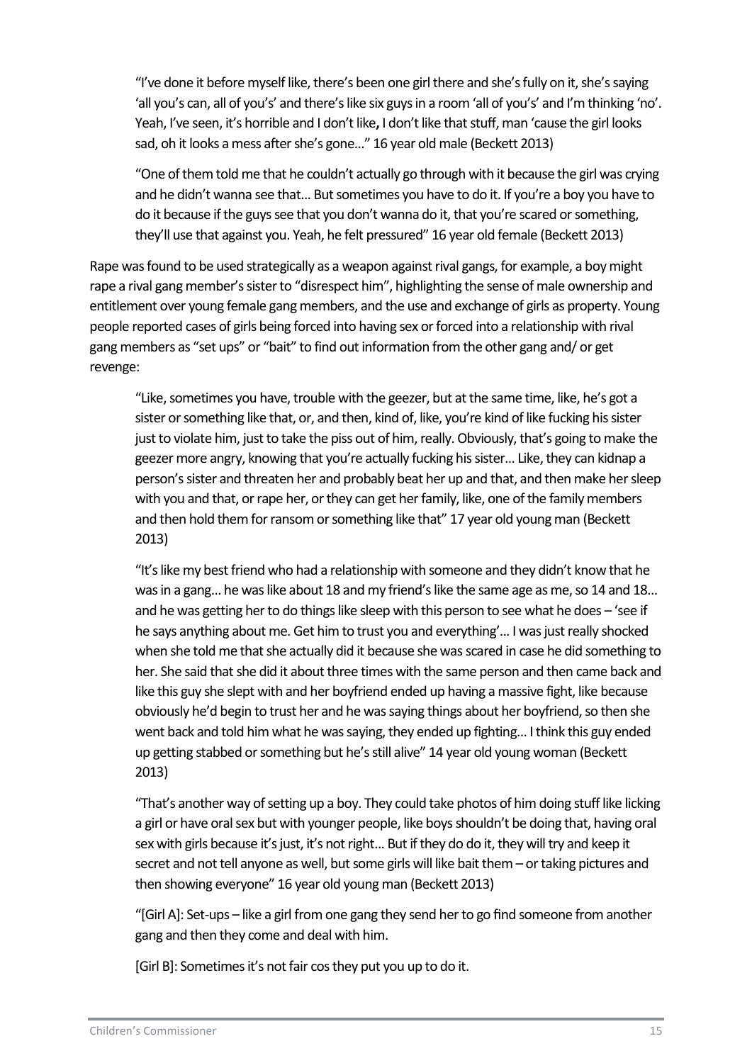> "I've done it before myself like, there's been one girl there and she's fully on it, she's saying 'all you's can, all of you's' and there's like six guys in a room 'all of you's' and I'm thinking 'no'. Yeah, I've seen, it's horrible and I don't like**,** I don't like that stuff, man 'cause the girl looks sad, oh it looks a mess after she's gone..." 16 year old male (Beckett 2013)

> "One of them told me that he couldn't actually go through with it because the girl was crying and he didn't wanna see that... But sometimes you have to do it. If you're a boy you have to do it because if the guys see that you don't wanna do it, that you're scared or something, they'll use that against you. Yeah, he felt pressured" 16 year old female (Beckett 2013)

Rape was found to be used strategically as a weapon against rival gangs, for example, a boy might rape a rival gang member's sister to "disrespect him", highlighting the sense of male ownership and entitlement over young female gang members, and the use and exchange of girls as property. Young people reported cases of girls being forced into having sex or forced into a relationship with rival gang members as "set ups" or "bait" to find out information from the other gang and/ or get revenge:

> "Like, sometimes you have, trouble with the geezer, but at the same time, like, he's got a sister or something like that, or, and then, kind of, like, you're kind of like fucking his sister just to violate him, just to take the piss out of him, really. Obviously, that's going to make the geezer more angry, knowing that you're actually fucking his sister... Like, they can kidnap a person's sister and threaten her and probably beat her up and that, and then make her sleep with you and that, or rape her, or they can get her family, like, one of the family members and then hold them for ransom or something like that" 17 year old young man (Beckett 2013)

> "It's like my best friend who had a relationship with someone and they didn't know that he was in a gang... he was like about 18 and my friend's like the same age as me, so 14 and 18... and he was getting her to do things like sleep with this person to see what he does – 'see if he says anything about me. Get him to trust you and everything'... I was just really shocked when she told me that she actually did it because she was scared in case he did something to her. She said that she did it about three times with the same person and then came back and like this guy she slept with and her boyfriend ended up having a massive fight, like because obviously he'd begin to trust her and he was saying things about her boyfriend, so then she went back and told him what he was saying, they ended up fighting... I think this guy ended up getting stabbed or something but he's still alive" 14 year old young woman (Beckett 2013)

> "That's another way of setting up a boy. They could take photos of him doing stuff like licking a girl or have oral sex but with younger people, like boys shouldn't be doing that, having oral sex with girls because it's just, it's not right... But if they do do it, they will try and keep it secret and not tell anyone as well, but some girls will like bait them – or taking pictures and then showing everyone" 16 year old young man (Beckett 2013)

> "[Girl A]: Set-ups – like a girl from one gang they send her to go find someone from another gang and then they come and deal with him.
>
> [Girl B]: Sometimes it's not fair cos they put you up to do it.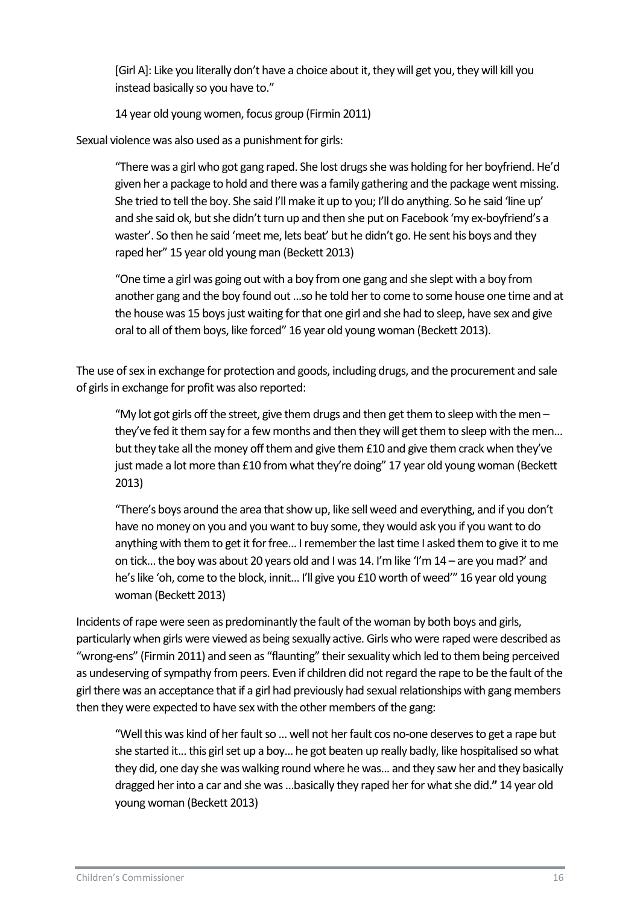[Girl A]: Like you literally don't have a choice about it, they will get you, they will kill you instead basically so you have to."

14 year old young women, focus group (Firmin 2011)

Sexual violence was also used as a punishment for girls:

> "There was a girl who got gang raped. She lost drugs she was holding for her boyfriend. He'd given her a package to hold and there was a family gathering and the package went missing. She tried to tell the boy. She said I'll make it up to you; I'll do anything. So he said 'line up' and she said ok, but she didn't turn up and then she put on Facebook 'my ex-boyfriend's a waster'. So then he said 'meet me, lets beat' but he didn't go. He sent his boys and they raped her" 15 year old young man (Beckett 2013)

> "One time a girl was going out with a boy from one gang and she slept with a boy from another gang and the boy found out ...so he told her to come to some house one time and at the house was 15 boys just waiting for that one girl and she had to sleep, have sex and give oral to all of them boys, like forced" 16 year old young woman (Beckett 2013).

The use of sex in exchange for protection and goods, including drugs, and the procurement and sale of girls in exchange for profit was also reported:

> "My lot got girls off the street, give them drugs and then get them to sleep with the men – they've fed it them say for a few months and then they will get them to sleep with the men... but they take all the money off them and give them £10 and give them crack when they've just made a lot more than £10 from what they're doing" 17 year old young woman (Beckett 2013)

> "There's boys around the area that show up, like sell weed and everything, and if you don't have no money on you and you want to buy some, they would ask you if you want to do anything with them to get it for free... I remember the last time I asked them to give it to me on tick... the boy was about 20 years old and I was 14. I'm like 'I'm 14 – are you mad?' and he's like 'oh, come to the block, innit... I'll give you £10 worth of weed'" 16 year old young woman (Beckett 2013)

Incidents of rape were seen as predominantly the fault of the woman by both boys and girls, particularly when girls were viewed as being sexually active. Girls who were raped were described as "wrong-ens" (Firmin 2011) and seen as "flaunting" their sexuality which led to them being perceived as undeserving of sympathy from peers. Even if children did not regard the rape to be the fault of the girl there was an acceptance that if a girl had previously had sexual relationships with gang members then they were expected to have sex with the other members of the gang:

> "Well this was kind of her fault so ... well not her fault cos no-one deserves to get a rape but she started it... this girl set up a boy... he got beaten up really badly, like hospitalised so what they did, one day she was walking round where he was... and they saw her and they basically dragged her into a car and she was ...basically they raped her for what she did.**"** 14 year old young woman (Beckett 2013)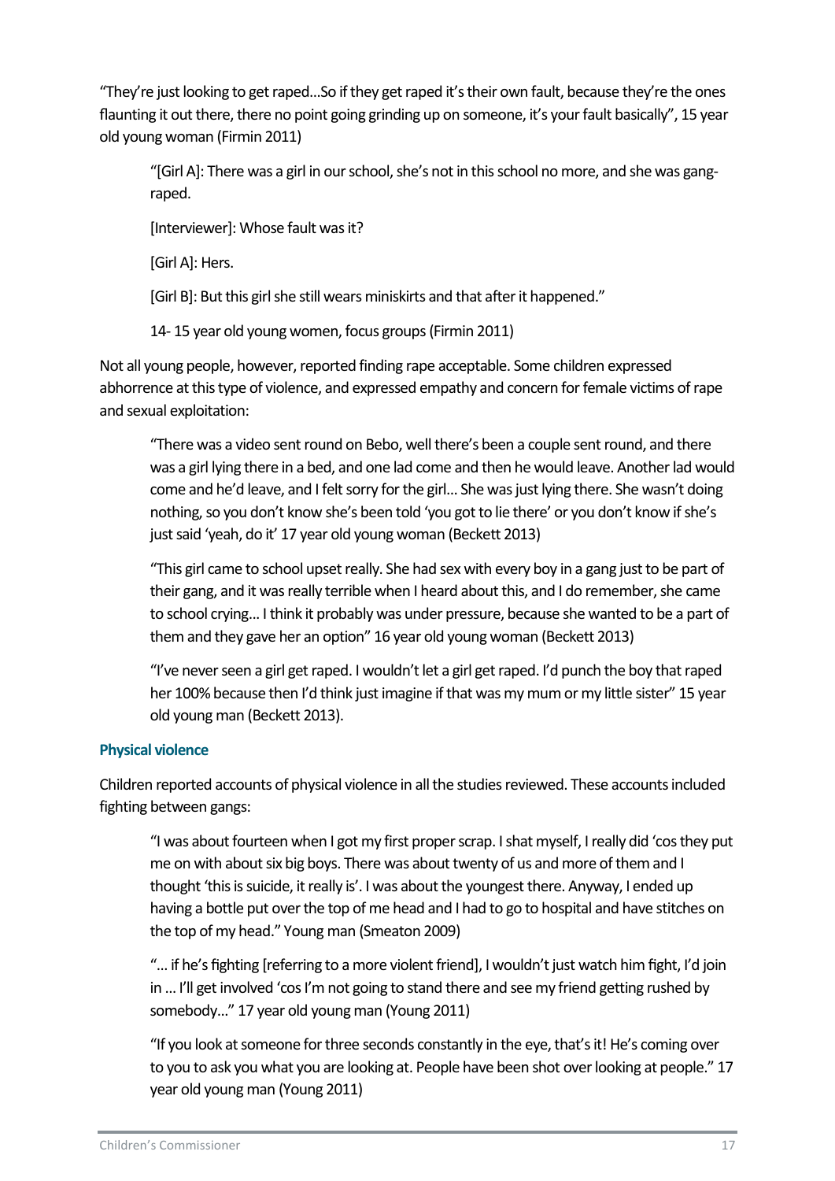"They're just looking to get raped...So if they get raped it's their own fault, because they're the ones flaunting it out there, there no point going grinding up on someone, it's your fault basically", 15 year old young woman (Firmin 2011)

> "[Girl A]: There was a girl in our school, she's not in this school no more, and she was gang-raped.
>
> [Interviewer]: Whose fault was it?
>
> [Girl A]: Hers.
>
> [Girl B]: But this girl she still wears miniskirts and that after it happened."
>
> 14- 15 year old young women, focus groups (Firmin 2011)

Not all young people, however, reported finding rape acceptable. Some children expressed abhorrence at this type of violence, and expressed empathy and concern for female victims of rape and sexual exploitation:

> "There was a video sent round on Bebo, well there's been a couple sent round, and there was a girl lying there in a bed, and one lad come and then he would leave. Another lad would come and he'd leave, and I felt sorry for the girl... She was just lying there. She wasn't doing nothing, so you don't know she's been told 'you got to lie there' or you don't know if she's just said 'yeah, do it' 17 year old young woman (Beckett 2013)
>
> "This girl came to school upset really. She had sex with every boy in a gang just to be part of their gang, and it was really terrible when I heard about this, and I do remember, she came to school crying... I think it probably was under pressure, because she wanted to be a part of them and they gave her an option" 16 year old young woman (Beckett 2013)
>
> "I've never seen a girl get raped. I wouldn't let a girl get raped. I'd punch the boy that raped her 100% because then I'd think just imagine if that was my mum or my little sister" 15 year old young man (Beckett 2013).

### Physical violence

Children reported accounts of physical violence in all the studies reviewed. These accounts included fighting between gangs:

> "I was about fourteen when I got my first proper scrap. I shat myself, I really did 'cos they put me on with about six big boys. There was about twenty of us and more of them and I thought 'this is suicide, it really is'. I was about the youngest there. Anyway, I ended up having a bottle put over the top of me head and I had to go to hospital and have stitches on the top of my head." Young man (Smeaton 2009)
>
> "... if he's fighting [referring to a more violent friend], I wouldn't just watch him fight, I'd join in ... I'll get involved 'cos I'm not going to stand there and see my friend getting rushed by somebody..." 17 year old young man (Young 2011)
>
> "If you look at someone for three seconds constantly in the eye, that's it! He's coming over to you to ask you what you are looking at. People have been shot over looking at people." 17 year old young man (Young 2011)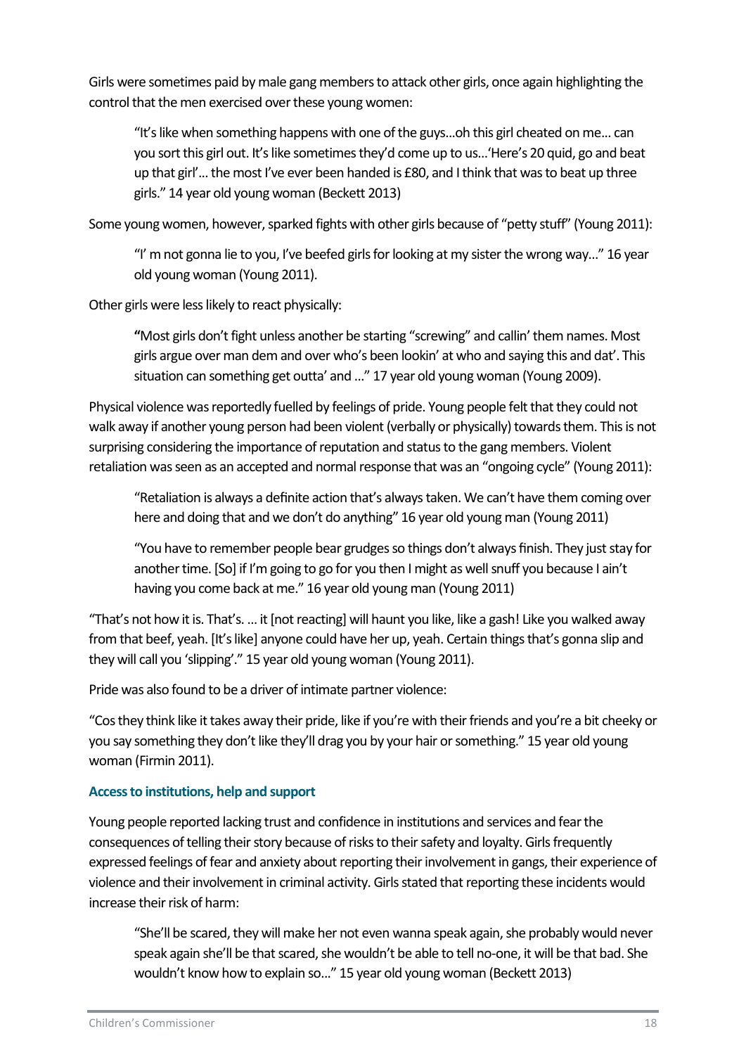Girls were sometimes paid by male gang members to attack other girls, once again highlighting the control that the men exercised over these young women:

> "It's like when something happens with one of the guys…oh this girl cheated on me… can you sort this girl out. It's like sometimes they'd come up to us…'Here's 20 quid, go and beat up that girl'… the most I've ever been handed is £80, and I think that was to beat up three girls." 14 year old young woman (Beckett 2013)

Some young women, however, sparked fights with other girls because of "petty stuff" (Young 2011):

> "I' m not gonna lie to you, I've beefed girls for looking at my sister the wrong way…" 16 year old young woman (Young 2011).

Other girls were less likely to react physically:

> **"**Most girls don't fight unless another be starting "screwing" and callin' them names. Most girls argue over man dem and over who's been lookin' at who and saying this and dat'. This situation can something get outta' and …" 17 year old young woman (Young 2009).

Physical violence was reportedly fuelled by feelings of pride. Young people felt that they could not walk away if another young person had been violent (verbally or physically) towards them. This is not surprising considering the importance of reputation and status to the gang members. Violent retaliation was seen as an accepted and normal response that was an "ongoing cycle" (Young 2011):

> "Retaliation is always a definite action that's always taken. We can't have them coming over here and doing that and we don't do anything" 16 year old young man (Young 2011)

> "You have to remember people bear grudges so things don't always finish. They just stay for another time. [So] if I'm going to go for you then I might as well snuff you because I ain't having you come back at me." 16 year old young man (Young 2011)

"That's not how it is. That's. … it [not reacting] will haunt you like, like a gash! Like you walked away from that beef, yeah. [It's like] anyone could have her up, yeah. Certain things that's gonna slip and they will call you 'slipping'." 15 year old young woman (Young 2011).

Pride was also found to be a driver of intimate partner violence:

"Cos they think like it takes away their pride, like if you're with their friends and you're a bit cheeky or you say something they don't like they'll drag you by your hair or something." 15 year old young woman (Firmin 2011).

### Access to institutions, help and support

Young people reported lacking trust and confidence in institutions and services and fear the consequences of telling their story because of risks to their safety and loyalty. Girls frequently expressed feelings of fear and anxiety about reporting their involvement in gangs, their experience of violence and their involvement in criminal activity. Girls stated that reporting these incidents would increase their risk of harm:

> "She'll be scared, they will make her not even wanna speak again, she probably would never speak again she'll be that scared, she wouldn't be able to tell no-one, it will be that bad. She wouldn't know how to explain so…" 15 year old young woman (Beckett 2013)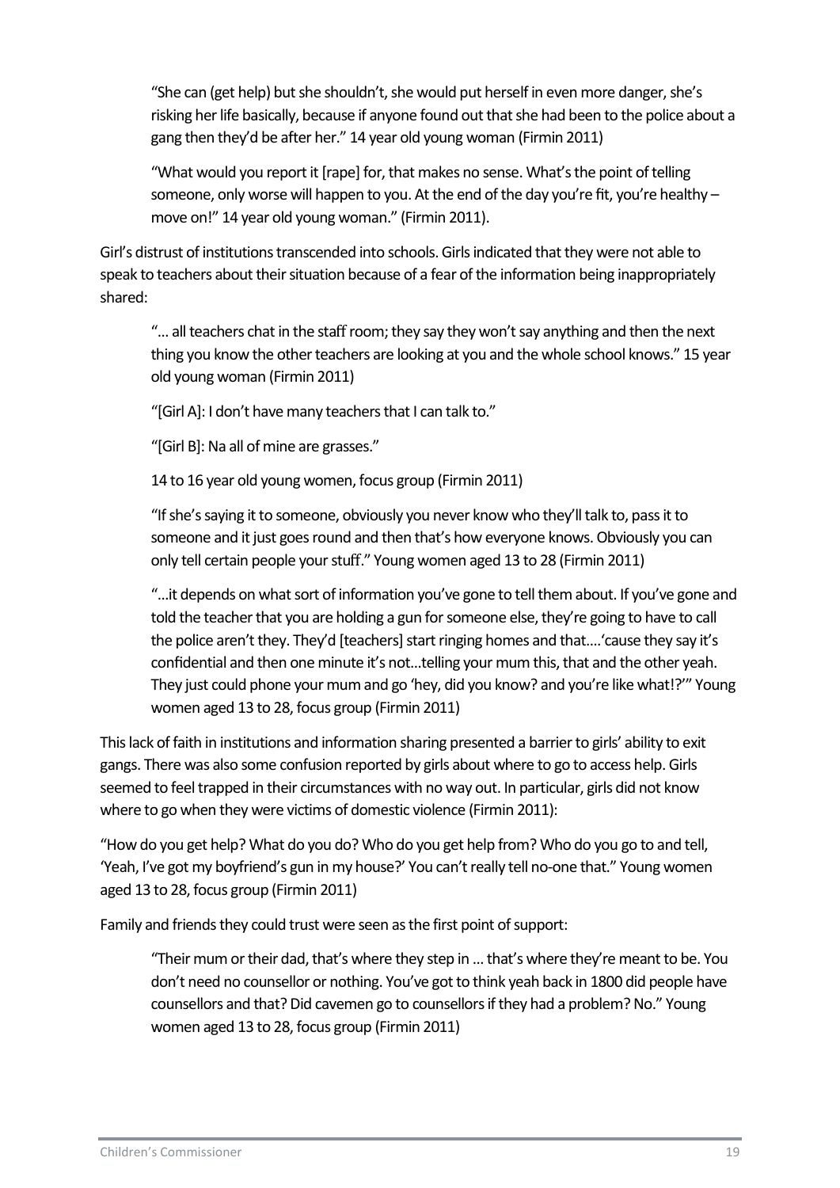> "She can (get help) but she shouldn't, she would put herself in even more danger, she's risking her life basically, because if anyone found out that she had been to the police about a gang then they'd be after her." 14 year old young woman (Firmin 2011)
>
> "What would you report it [rape] for, that makes no sense. What's the point of telling someone, only worse will happen to you. At the end of the day you're fit, you're healthy – move on!" 14 year old young woman." (Firmin 2011).

Girl's distrust of institutions transcended into schools. Girls indicated that they were not able to speak to teachers about their situation because of a fear of the information being inappropriately shared:

> "… all teachers chat in the staff room; they say they won't say anything and then the next thing you know the other teachers are looking at you and the whole school knows." 15 year old young woman (Firmin 2011)
>
> "[Girl A]: I don't have many teachers that I can talk to."
>
> "[Girl B]: Na all of mine are grasses."
>
> 14 to 16 year old young women, focus group (Firmin 2011)
>
> "If she's saying it to someone, obviously you never know who they'll talk to, pass it to someone and it just goes round and then that's how everyone knows. Obviously you can only tell certain people your stuff." Young women aged 13 to 28 (Firmin 2011)
>
> "…it depends on what sort of information you've gone to tell them about. If you've gone and told the teacher that you are holding a gun for someone else, they're going to have to call the police aren't they. They'd [teachers] start ringing homes and that….'cause they say it's confidential and then one minute it's not…telling your mum this, that and the other yeah. They just could phone your mum and go 'hey, did you know? and you're like what!?'" Young women aged 13 to 28, focus group (Firmin 2011)

This lack of faith in institutions and information sharing presented a barrier to girls' ability to exit gangs. There was also some confusion reported by girls about where to go to access help. Girls seemed to feel trapped in their circumstances with no way out. In particular, girls did not know where to go when they were victims of domestic violence (Firmin 2011):

"How do you get help? What do you do? Who do you get help from? Who do you go to and tell, 'Yeah, I've got my boyfriend's gun in my house?' You can't really tell no-one that." Young women aged 13 to 28, focus group (Firmin 2011)

Family and friends they could trust were seen as the first point of support:

> "Their mum or their dad, that's where they step in … that's where they're meant to be. You don't need no counsellor or nothing. You've got to think yeah back in 1800 did people have counsellors and that? Did cavemen go to counsellors if they had a problem? No." Young women aged 13 to 28, focus group (Firmin 2011)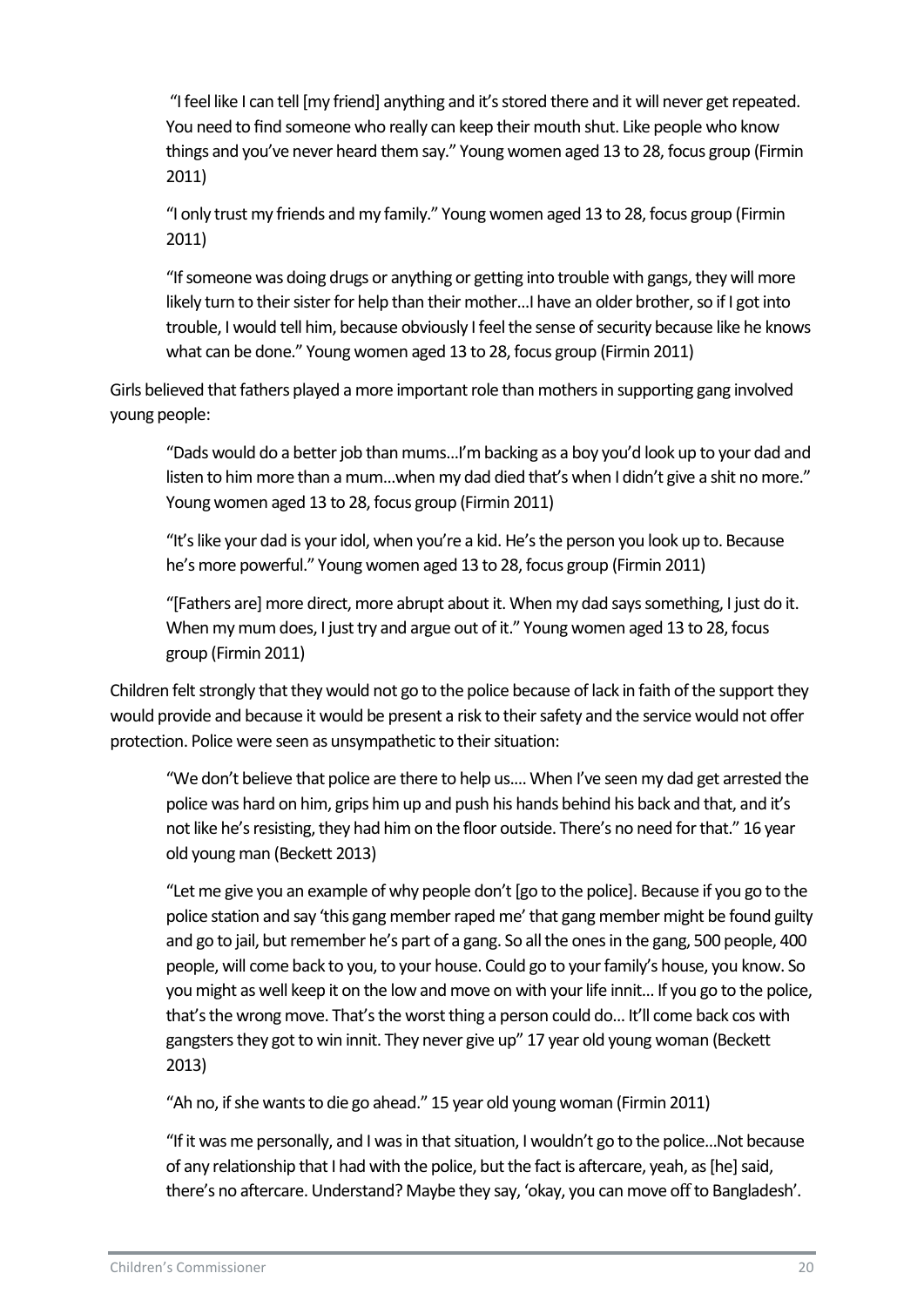> "I feel like I can tell [my friend] anything and it's stored there and it will never get repeated. You need to find someone who really can keep their mouth shut. Like people who know things and you've never heard them say." Young women aged 13 to 28, focus group (Firmin 2011)

> "I only trust my friends and my family." Young women aged 13 to 28, focus group (Firmin 2011)

> "If someone was doing drugs or anything or getting into trouble with gangs, they will more likely turn to their sister for help than their mother…I have an older brother, so if I got into trouble, I would tell him, because obviously I feel the sense of security because like he knows what can be done." Young women aged 13 to 28, focus group (Firmin 2011)

Girls believed that fathers played a more important role than mothers in supporting gang involved young people:

> "Dads would do a better job than mums…I'm backing as a boy you'd look up to your dad and listen to him more than a mum…when my dad died that's when I didn't give a shit no more." Young women aged 13 to 28, focus group (Firmin 2011)

> "It's like your dad is your idol, when you're a kid. He's the person you look up to. Because he's more powerful." Young women aged 13 to 28, focus group (Firmin 2011)

> "[Fathers are] more direct, more abrupt about it. When my dad says something, I just do it. When my mum does, I just try and argue out of it." Young women aged 13 to 28, focus group (Firmin 2011)

Children felt strongly that they would not go to the police because of lack in faith of the support they would provide and because it would be present a risk to their safety and the service would not offer protection. Police were seen as unsympathetic to their situation:

> "We don't believe that police are there to help us…. When I've seen my dad get arrested the police was hard on him, grips him up and push his hands behind his back and that, and it's not like he's resisting, they had him on the floor outside. There's no need for that." 16 year old young man (Beckett 2013)

> "Let me give you an example of why people don't [go to the police]. Because if you go to the police station and say 'this gang member raped me' that gang member might be found guilty and go to jail, but remember he's part of a gang. So all the ones in the gang, 500 people, 400 people, will come back to you, to your house. Could go to your family's house, you know. So you might as well keep it on the low and move on with your life innit… If you go to the police, that's the wrong move. That's the worst thing a person could do… It'll come back cos with gangsters they got to win innit. They never give up" 17 year old young woman (Beckett 2013)

> "Ah no, if she wants to die go ahead." 15 year old young woman (Firmin 2011)

> "If it was me personally, and I was in that situation, I wouldn't go to the police…Not because of any relationship that I had with the police, but the fact is aftercare, yeah, as [he] said, there's no aftercare. Understand? Maybe they say, 'okay, you can move off to Bangladesh'.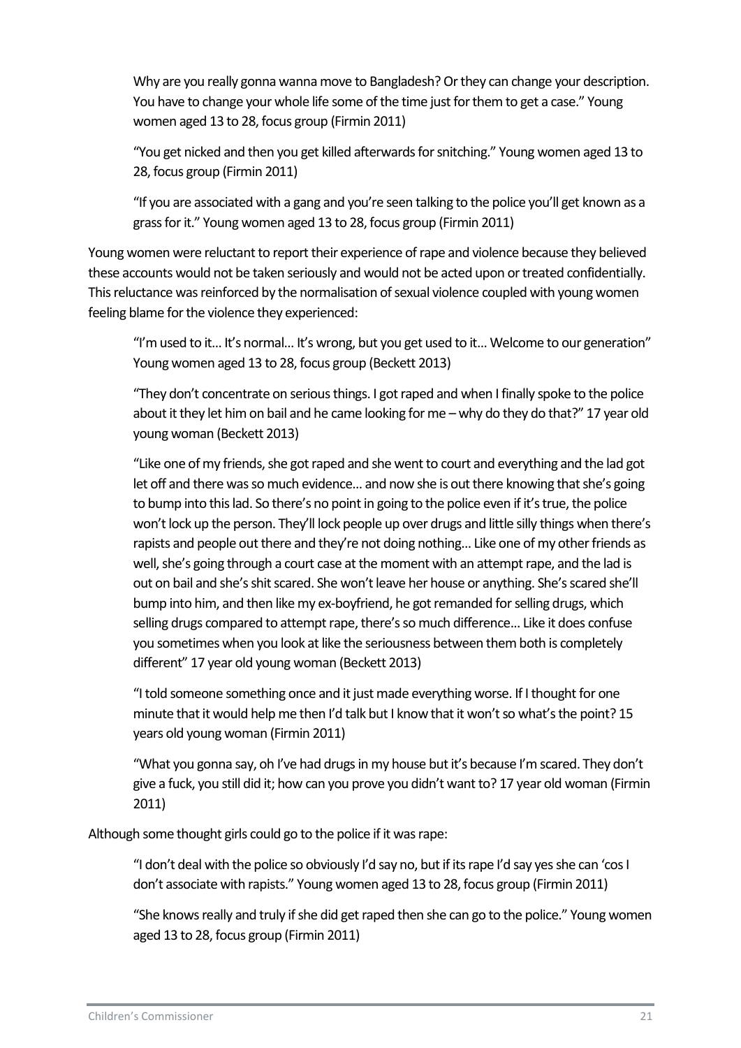Why are you really gonna wanna move to Bangladesh? Or they can change your description. You have to change your whole life some of the time just for them to get a case." Young women aged 13 to 28, focus group (Firmin 2011)

> "You get nicked and then you get killed afterwards for snitching." Young women aged 13 to 28, focus group (Firmin 2011)

> "If you are associated with a gang and you're seen talking to the police you'll get known as a grass for it." Young women aged 13 to 28, focus group (Firmin 2011)

Young women were reluctant to report their experience of rape and violence because they believed these accounts would not be taken seriously and would not be acted upon or treated confidentially. This reluctance was reinforced by the normalisation of sexual violence coupled with young women feeling blame for the violence they experienced:

> "I'm used to it... It's normal... It's wrong, but you get used to it... Welcome to our generation" Young women aged 13 to 28, focus group (Beckett 2013)

> "They don't concentrate on serious things. I got raped and when I finally spoke to the police about it they let him on bail and he came looking for me – why do they do that?" 17 year old young woman (Beckett 2013)

> "Like one of my friends, she got raped and she went to court and everything and the lad got let off and there was so much evidence... and now she is out there knowing that she's going to bump into this lad. So there's no point in going to the police even if it's true, the police won't lock up the person. They'll lock people up over drugs and little silly things when there's rapists and people out there and they're not doing nothing... Like one of my other friends as well, she's going through a court case at the moment with an attempt rape, and the lad is out on bail and she's shit scared. She won't leave her house or anything. She's scared she'll bump into him, and then like my ex-boyfriend, he got remanded for selling drugs, which selling drugs compared to attempt rape, there's so much difference... Like it does confuse you sometimes when you look at like the seriousness between them both is completely different" 17 year old young woman (Beckett 2013)

> "I told someone something once and it just made everything worse. If I thought for one minute that it would help me then I'd talk but I know that it won't so what's the point? 15 years old young woman (Firmin 2011)

> "What you gonna say, oh I've had drugs in my house but it's because I'm scared. They don't give a fuck, you still did it; how can you prove you didn't want to? 17 year old woman (Firmin 2011)

Although some thought girls could go to the police if it was rape:

> "I don't deal with the police so obviously I'd say no, but if its rape I'd say yes she can 'cos I don't associate with rapists." Young women aged 13 to 28, focus group (Firmin 2011)

> "She knows really and truly if she did get raped then she can go to the police." Young women aged 13 to 28, focus group (Firmin 2011)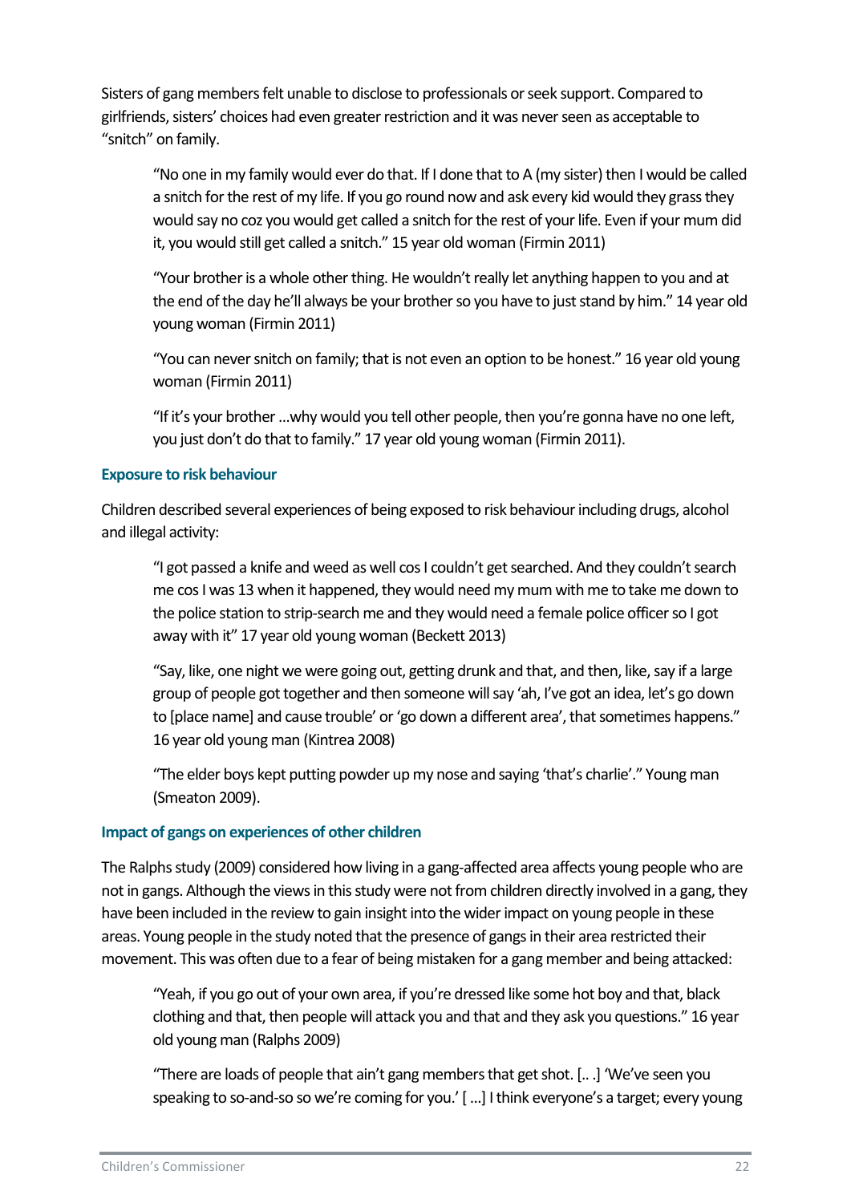Sisters of gang members felt unable to disclose to professionals or seek support. Compared to girlfriends, sisters' choices had even greater restriction and it was never seen as acceptable to "snitch" on family.

> "No one in my family would ever do that. If I done that to A (my sister) then I would be called a snitch for the rest of my life. If you go round now and ask every kid would they grass they would say no coz you would get called a snitch for the rest of your life. Even if your mum did it, you would still get called a snitch." 15 year old woman (Firmin 2011)

> "Your brother is a whole other thing. He wouldn't really let anything happen to you and at the end of the day he'll always be your brother so you have to just stand by him." 14 year old young woman (Firmin 2011)

> "You can never snitch on family; that is not even an option to be honest." 16 year old young woman (Firmin 2011)

> "If it's your brother …why would you tell other people, then you're gonna have no one left, you just don't do that to family." 17 year old young woman (Firmin 2011).

### Exposure to risk behaviour

Children described several experiences of being exposed to risk behaviour including drugs, alcohol and illegal activity:

> "I got passed a knife and weed as well cos I couldn't get searched. And they couldn't search me cos I was 13 when it happened, they would need my mum with me to take me down to the police station to strip-search me and they would need a female police officer so I got away with it" 17 year old young woman (Beckett 2013)

> "Say, like, one night we were going out, getting drunk and that, and then, like, say if a large group of people got together and then someone will say 'ah, I've got an idea, let's go down to [place name] and cause trouble' or 'go down a different area', that sometimes happens." 16 year old young man (Kintrea 2008)

> "The elder boys kept putting powder up my nose and saying 'that's charlie'." Young man (Smeaton 2009).

### Impact of gangs on experiences of other children

The Ralphs study (2009) considered how living in a gang-affected area affects young people who are not in gangs. Although the views in this study were not from children directly involved in a gang, they have been included in the review to gain insight into the wider impact on young people in these areas. Young people in the study noted that the presence of gangs in their area restricted their movement. This was often due to a fear of being mistaken for a gang member and being attacked:

> "Yeah, if you go out of your own area, if you're dressed like some hot boy and that, black clothing and that, then people will attack you and that and they ask you questions." 16 year old young man (Ralphs 2009)

> "There are loads of people that ain't gang members that get shot. [.. .] 'We've seen you speaking to so-and-so so we're coming for you.' [ …] I think everyone's a target; every young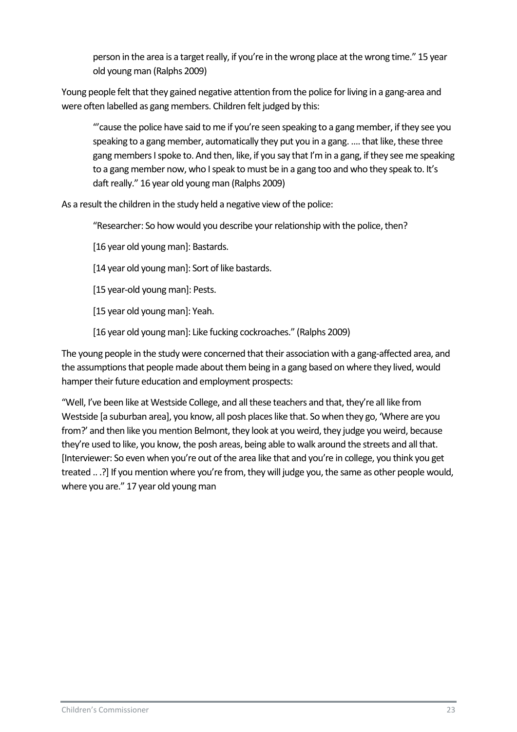> person in the area is a target really, if you're in the wrong place at the wrong time." 15 year old young man (Ralphs 2009)

Young people felt that they gained negative attention from the police for living in a gang-area and were often labelled as gang members. Children felt judged by this:

> "'cause the police have said to me if you're seen speaking to a gang member, if they see you speaking to a gang member, automatically they put you in a gang. …. that like, these three gang members I spoke to. And then, like, if you say that I'm in a gang, if they see me speaking to a gang member now, who I speak to must be in a gang too and who they speak to. It's daft really." 16 year old young man (Ralphs 2009)

As a result the children in the study held a negative view of the police:

> "Researcher: So how would you describe your relationship with the police, then?
>
> [16 year old young man]: Bastards.
>
> [14 year old young man]: Sort of like bastards.
>
> [15 year-old young man]: Pests.
>
> [15 year old young man]: Yeah.
>
> [16 year old young man]: Like fucking cockroaches." (Ralphs 2009)

The young people in the study were concerned that their association with a gang-affected area, and the assumptions that people made about them being in a gang based on where they lived, would hamper their future education and employment prospects:

"Well, I've been like at Westside College, and all these teachers and that, they're all like from Westside [a suburban area], you know, all posh places like that. So when they go, 'Where are you from?' and then like you mention Belmont, they look at you weird, they judge you weird, because they're used to like, you know, the posh areas, being able to walk around the streets and all that. [Interviewer: So even when you're out of the area like that and you're in college, you think you get treated .. .?] If you mention where you're from, they will judge you, the same as other people would, where you are." 17 year old young man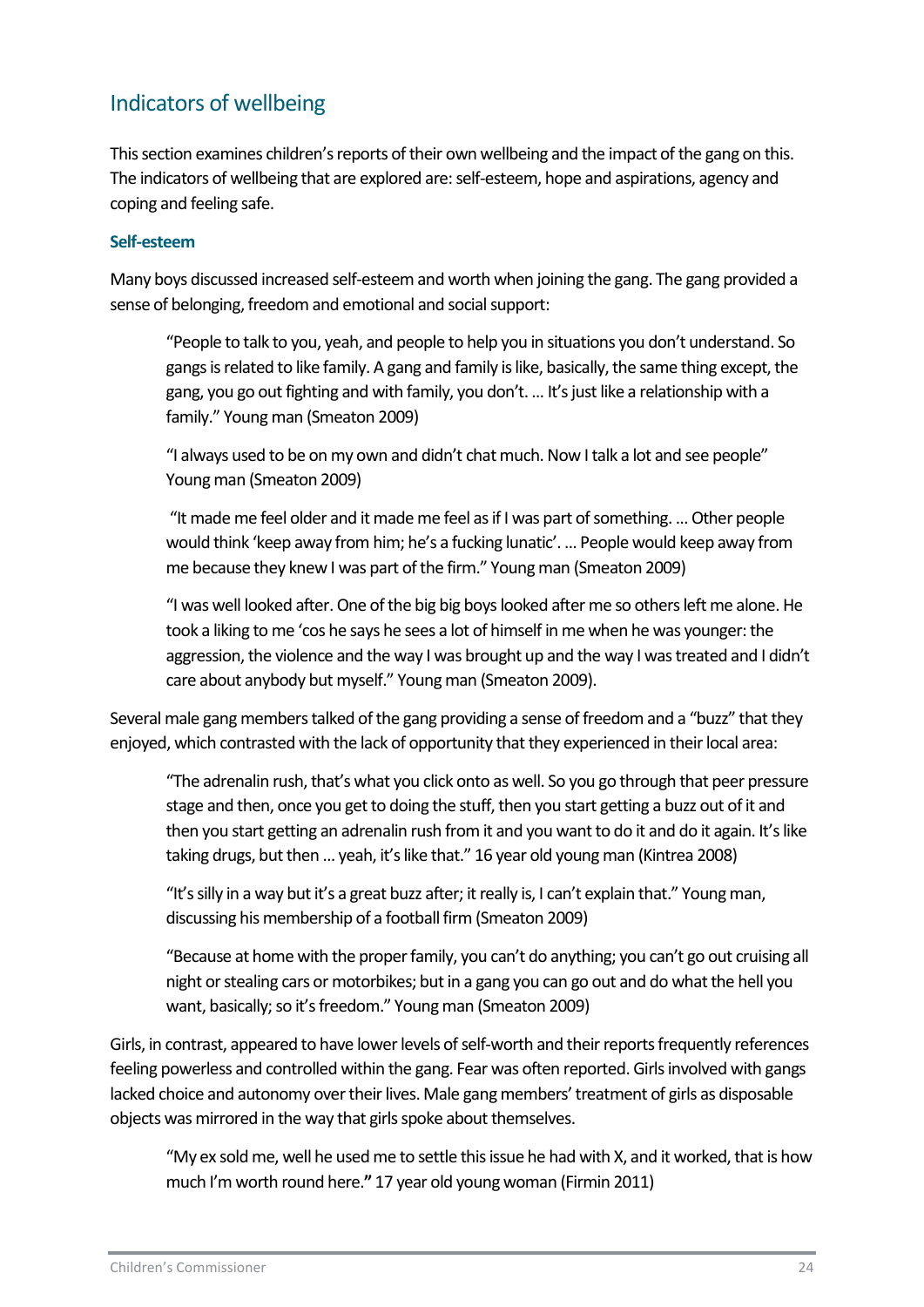## Indicators of wellbeing

This section examines children's reports of their own wellbeing and the impact of the gang on this. The indicators of wellbeing that are explored are: self-esteem, hope and aspirations, agency and coping and feeling safe.

### Self-esteem

Many boys discussed increased self-esteem and worth when joining the gang. The gang provided a sense of belonging, freedom and emotional and social support:

> "People to talk to you, yeah, and people to help you in situations you don't understand. So gangs is related to like family. A gang and family is like, basically, the same thing except, the gang, you go out fighting and with family, you don't. ... It's just like a relationship with a family." Young man (Smeaton 2009)

> "I always used to be on my own and didn't chat much. Now I talk a lot and see people" Young man (Smeaton 2009)

> "It made me feel older and it made me feel as if I was part of something. ... Other people would think 'keep away from him; he's a fucking lunatic'. ... People would keep away from me because they knew I was part of the firm." Young man (Smeaton 2009)

> "I was well looked after. One of the big big boys looked after me so others left me alone. He took a liking to me 'cos he says he sees a lot of himself in me when he was younger: the aggression, the violence and the way I was brought up and the way I was treated and I didn't care about anybody but myself." Young man (Smeaton 2009).

Several male gang members talked of the gang providing a sense of freedom and a "buzz" that they enjoyed, which contrasted with the lack of opportunity that they experienced in their local area:

> "The adrenalin rush, that's what you click onto as well. So you go through that peer pressure stage and then, once you get to doing the stuff, then you start getting a buzz out of it and then you start getting an adrenalin rush from it and you want to do it and do it again. It's like taking drugs, but then ... yeah, it's like that." 16 year old young man (Kintrea 2008)

> "It's silly in a way but it's a great buzz after; it really is, I can't explain that." Young man, discussing his membership of a football firm (Smeaton 2009)

> "Because at home with the proper family, you can't do anything; you can't go out cruising all night or stealing cars or motorbikes; but in a gang you can go out and do what the hell you want, basically; so it's freedom." Young man (Smeaton 2009)

Girls, in contrast, appeared to have lower levels of self-worth and their reports frequently references feeling powerless and controlled within the gang. Fear was often reported. Girls involved with gangs lacked choice and autonomy over their lives. Male gang members' treatment of girls as disposable objects was mirrored in the way that girls spoke about themselves.

> "My ex sold me, well he used me to settle this issue he had with X, and it worked, that is how much I'm worth round here." 17 year old young woman (Firmin 2011)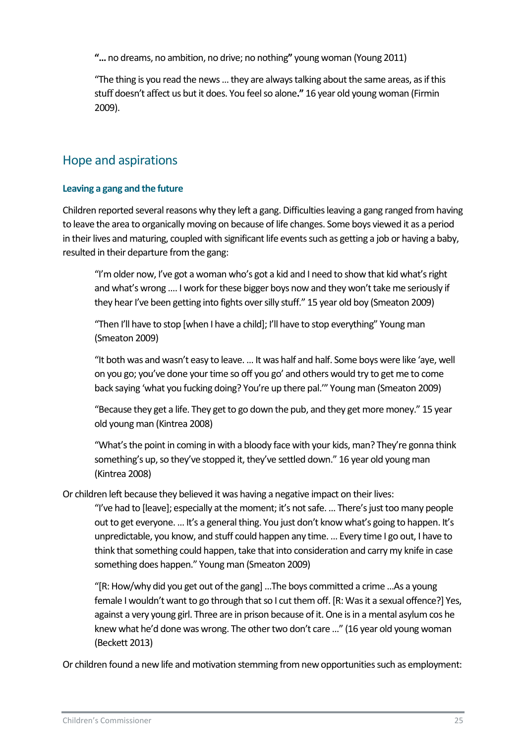"**…** no dreams, no ambition, no drive; no nothing**"** young woman (Young 2011)

"The thing is you read the news … they are always talking about the same areas, as if this stuff doesn't affect us but it does. You feel so alone**."** 16 year old young woman (Firmin 2009).

## Hope and aspirations

### Leaving a gang and the future

Children reported several reasons why they left a gang. Difficulties leaving a gang ranged from having to leave the area to organically moving on because of life changes. Some boys viewed it as a period in their lives and maturing, coupled with significant life events such as getting a job or having a baby, resulted in their departure from the gang:

> "I'm older now, I've got a woman who's got a kid and I need to show that kid what's right and what's wrong …. I work for these bigger boys now and they won't take me seriously if they hear I've been getting into fights over silly stuff." 15 year old boy (Smeaton 2009)
>
> "Then I'll have to stop [when I have a child]; I'll have to stop everything" Young man (Smeaton 2009)
>
> "It both was and wasn't easy to leave. … It was half and half. Some boys were like 'aye, well on you go; you've done your time so off you go' and others would try to get me to come back saying 'what you fucking doing? You're up there pal.'" Young man (Smeaton 2009)
>
> "Because they get a life. They get to go down the pub, and they get more money." 15 year old young man (Kintrea 2008)
>
> "What's the point in coming in with a bloody face with your kids, man? They're gonna think something's up, so they've stopped it, they've settled down." 16 year old young man (Kintrea 2008)

Or children left because they believed it was having a negative impact on their lives:

> "I've had to [leave]; especially at the moment; it's not safe. … There's just too many people out to get everyone. … It's a general thing. You just don't know what's going to happen. It's unpredictable, you know, and stuff could happen any time. … Every time I go out, I have to think that something could happen, take that into consideration and carry my knife in case something does happen." Young man (Smeaton 2009)
>
> "[R: How/why did you get out of the gang] …The boys committed a crime …As a young female I wouldn't want to go through that so I cut them off. [R: Was it a sexual offence?] Yes, against a very young girl. Three are in prison because of it. One is in a mental asylum cos he knew what he'd done was wrong. The other two don't care …" (16 year old young woman (Beckett 2013)

Or children found a new life and motivation stemming from new opportunities such as employment: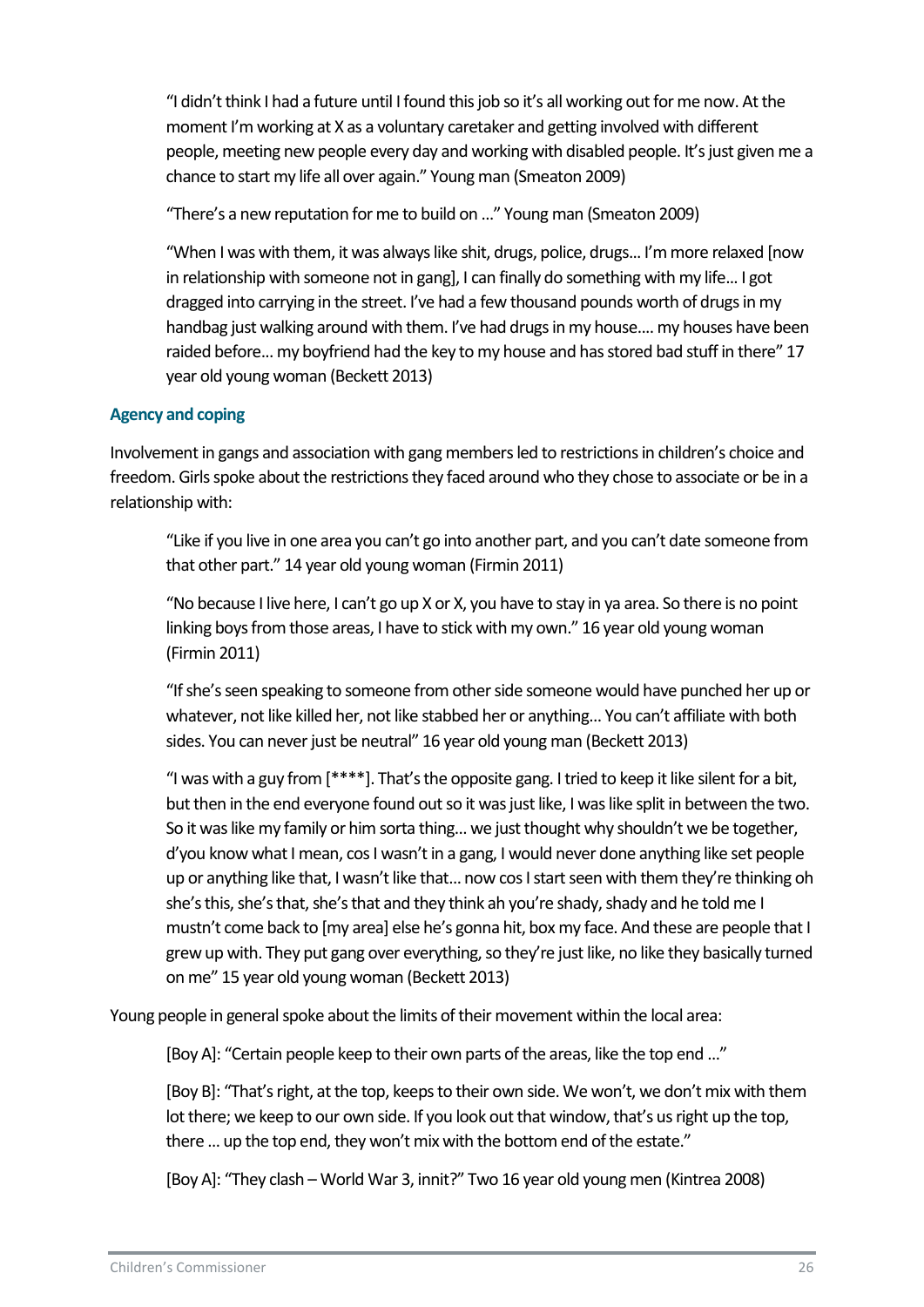> "I didn't think I had a future until I found this job so it's all working out for me now. At the moment I'm working at X as a voluntary caretaker and getting involved with different people, meeting new people every day and working with disabled people. It's just given me a chance to start my life all over again." Young man (Smeaton 2009)

> "There's a new reputation for me to build on ..." Young man (Smeaton 2009)

> "When I was with them, it was always like shit, drugs, police, drugs... I'm more relaxed [now in relationship with someone not in gang], I can finally do something with my life... I got dragged into carrying in the street. I've had a few thousand pounds worth of drugs in my handbag just walking around with them. I've had drugs in my house.... my houses have been raided before... my boyfriend had the key to my house and has stored bad stuff in there" 17 year old young woman (Beckett 2013)

### Agency and coping

Involvement in gangs and association with gang members led to restrictions in children's choice and freedom. Girls spoke about the restrictions they faced around who they chose to associate or be in a relationship with:

> "Like if you live in one area you can't go into another part, and you can't date someone from that other part." 14 year old young woman (Firmin 2011)

> "No because I live here, I can't go up X or X, you have to stay in ya area. So there is no point linking boys from those areas, I have to stick with my own." 16 year old young woman (Firmin 2011)

> "If she's seen speaking to someone from other side someone would have punched her up or whatever, not like killed her, not like stabbed her or anything... You can't affiliate with both sides. You can never just be neutral" 16 year old young man (Beckett 2013)

> "I was with a guy from [****]. That's the opposite gang. I tried to keep it like silent for a bit, but then in the end everyone found out so it was just like, I was like split in between the two. So it was like my family or him sorta thing... we just thought why shouldn't we be together, d'you know what I mean, cos I wasn't in a gang, I would never done anything like set people up or anything like that, I wasn't like that... now cos I start seen with them they're thinking oh she's this, she's that, she's that and they think ah you're shady, shady and he told me I mustn't come back to [my area] else he's gonna hit, box my face. And these are people that I grew up with. They put gang over everything, so they're just like, no like they basically turned on me" 15 year old young woman (Beckett 2013)

Young people in general spoke about the limits of their movement within the local area:

> [Boy A]: "Certain people keep to their own parts of the areas, like the top end ..."
>
> [Boy B]: "That's right, at the top, keeps to their own side. We won't, we don't mix with them lot there; we keep to our own side. If you look out that window, that's us right up the top, there ... up the top end, they won't mix with the bottom end of the estate."
>
> [Boy A]: "They clash – World War 3, innit?" Two 16 year old young men (Kintrea 2008)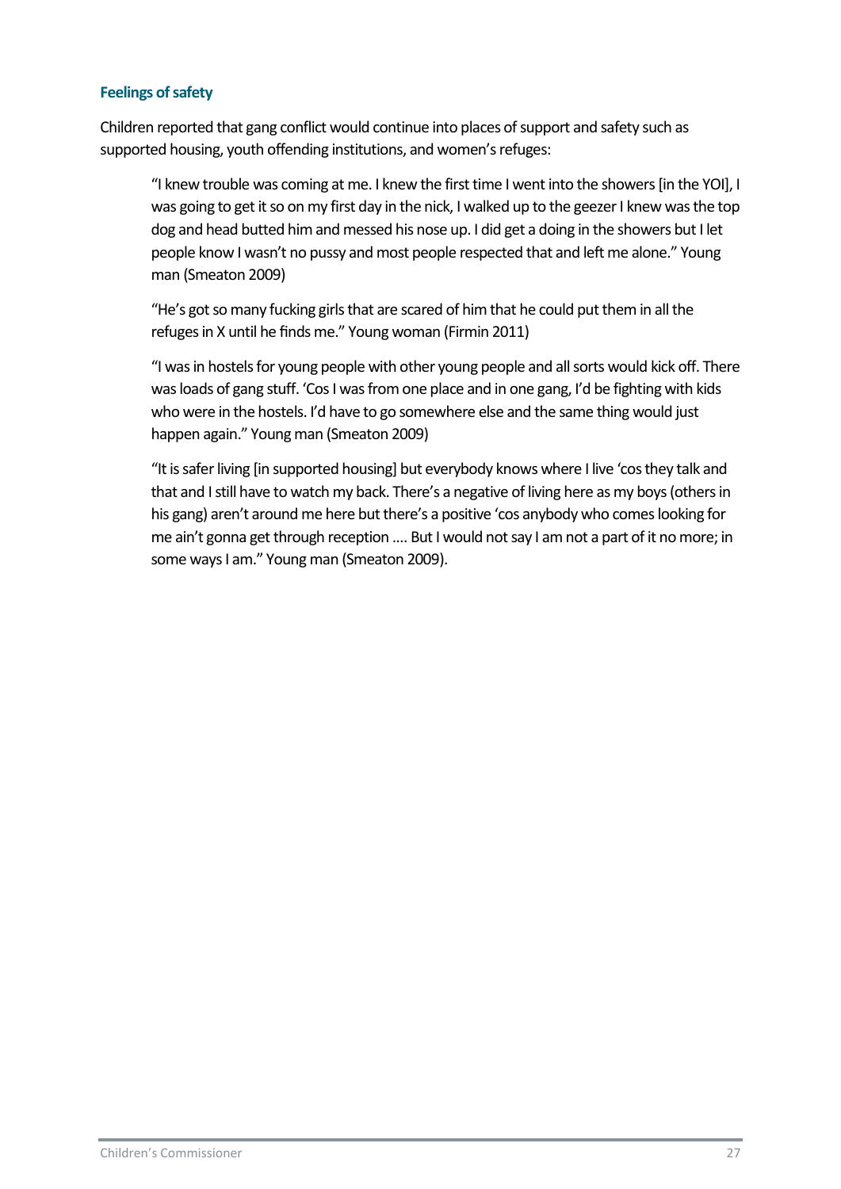### Feelings of safety

Children reported that gang conflict would continue into places of support and safety such as supported housing, youth offending institutions, and women's refuges:

> "I knew trouble was coming at me. I knew the first time I went into the showers [in the YOI], I was going to get it so on my first day in the nick, I walked up to the geezer I knew was the top dog and head butted him and messed his nose up. I did get a doing in the showers but I let people know I wasn't no pussy and most people respected that and left me alone." Young man (Smeaton 2009)
>
> "He's got so many fucking girls that are scared of him that he could put them in all the refuges in X until he finds me." Young woman (Firmin 2011)
>
> "I was in hostels for young people with other young people and all sorts would kick off. There was loads of gang stuff. 'Cos I was from one place and in one gang, I'd be fighting with kids who were in the hostels. I'd have to go somewhere else and the same thing would just happen again." Young man (Smeaton 2009)
>
> "It is safer living [in supported housing] but everybody knows where I live 'cos they talk and that and I still have to watch my back. There's a negative of living here as my boys (others in his gang) aren't around me here but there's a positive 'cos anybody who comes looking for me ain't gonna get through reception .... But I would not say I am not a part of it no more; in some ways I am." Young man (Smeaton 2009).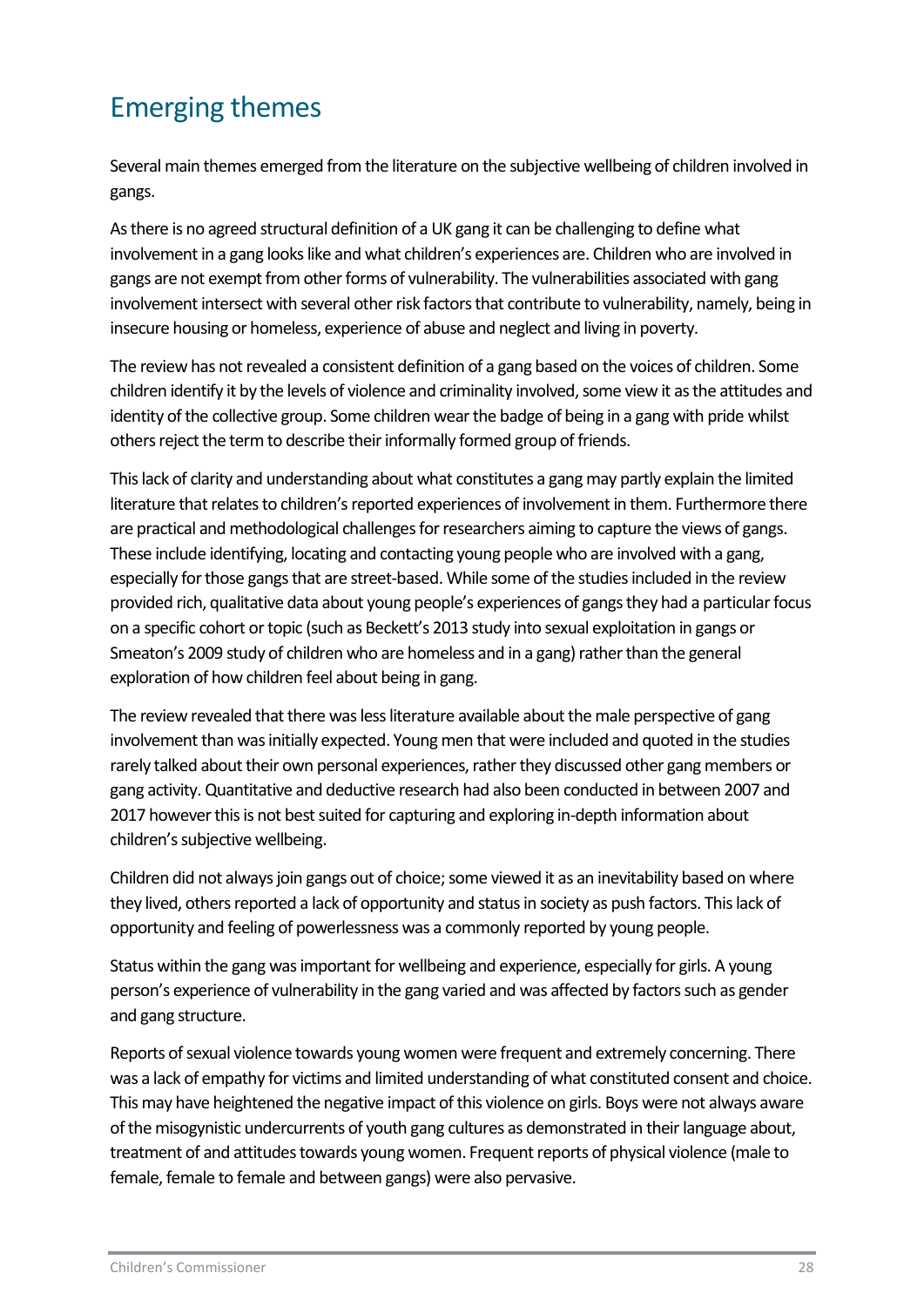# Emerging themes

Several main themes emerged from the literature on the subjective wellbeing of children involved in gangs.

As there is no agreed structural definition of a UK gang it can be challenging to define what involvement in a gang looks like and what children's experiences are. Children who are involved in gangs are not exempt from other forms of vulnerability. The vulnerabilities associated with gang involvement intersect with several other risk factors that contribute to vulnerability, namely, being in insecure housing or homeless, experience of abuse and neglect and living in poverty.

The review has not revealed a consistent definition of a gang based on the voices of children. Some children identify it by the levels of violence and criminality involved, some view it as the attitudes and identity of the collective group. Some children wear the badge of being in a gang with pride whilst others reject the term to describe their informally formed group of friends.

This lack of clarity and understanding about what constitutes a gang may partly explain the limited literature that relates to children's reported experiences of involvement in them. Furthermore there are practical and methodological challenges for researchers aiming to capture the views of gangs. These include identifying, locating and contacting young people who are involved with a gang, especially for those gangs that are street-based. While some of the studies included in the review provided rich, qualitative data about young people's experiences of gangs they had a particular focus on a specific cohort or topic (such as Beckett's 2013 study into sexual exploitation in gangs or Smeaton's 2009 study of children who are homeless and in a gang) rather than the general exploration of how children feel about being in gang.

The review revealed that there was less literature available about the male perspective of gang involvement than was initially expected. Young men that were included and quoted in the studies rarely talked about their own personal experiences, rather they discussed other gang members or gang activity. Quantitative and deductive research had also been conducted in between 2007 and 2017 however this is not best suited for capturing and exploring in-depth information about children's subjective wellbeing.

Children did not always join gangs out of choice; some viewed it as an inevitability based on where they lived, others reported a lack of opportunity and status in society as push factors. This lack of opportunity and feeling of powerlessness was a commonly reported by young people.

Status within the gang was important for wellbeing and experience, especially for girls. A young person's experience of vulnerability in the gang varied and was affected by factors such as gender and gang structure.

Reports of sexual violence towards young women were frequent and extremely concerning. There was a lack of empathy for victims and limited understanding of what constituted consent and choice. This may have heightened the negative impact of this violence on girls. Boys were not always aware of the misogynistic undercurrents of youth gang cultures as demonstrated in their language about, treatment of and attitudes towards young women. Frequent reports of physical violence (male to female, female to female and between gangs) were also pervasive.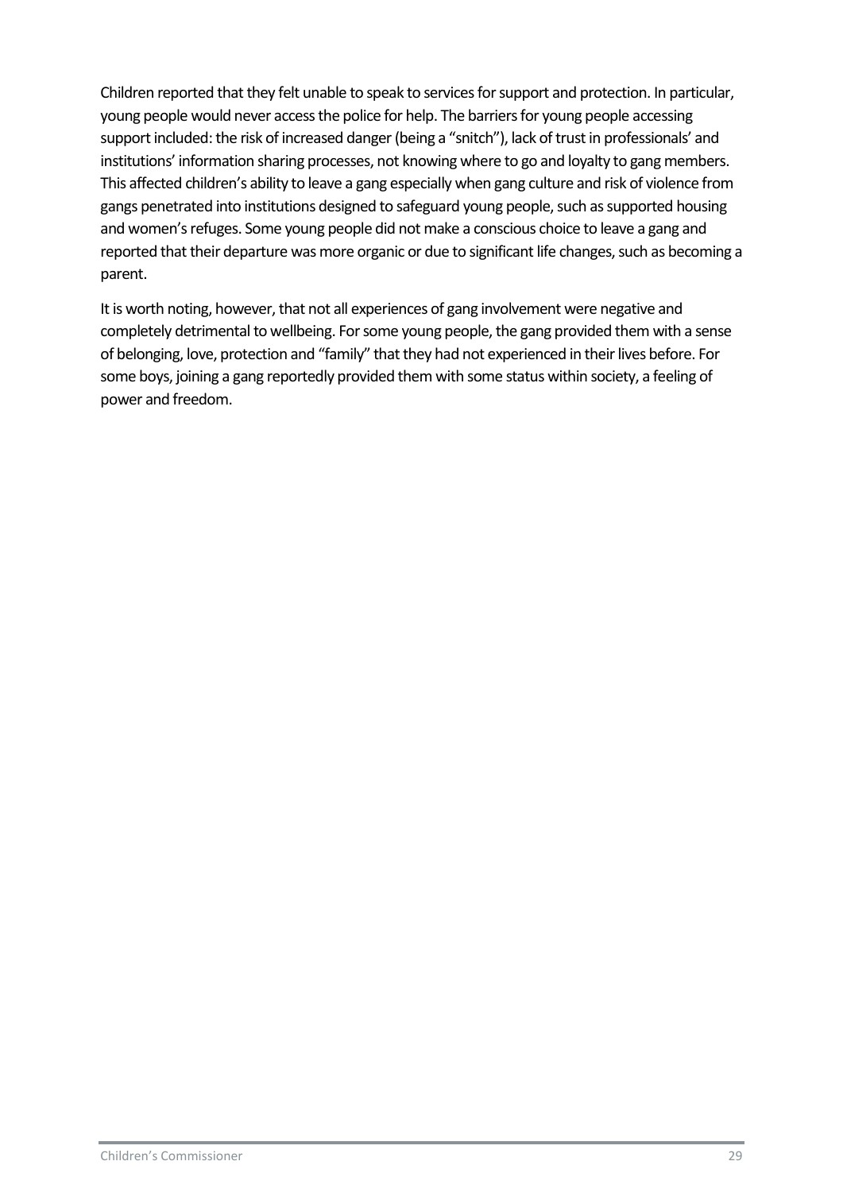Children reported that they felt unable to speak to services for support and protection. In particular, young people would never access the police for help. The barriers for young people accessing support included: the risk of increased danger (being a "snitch"), lack of trust in professionals' and institutions' information sharing processes, not knowing where to go and loyalty to gang members. This affected children's ability to leave a gang especially when gang culture and risk of violence from gangs penetrated into institutions designed to safeguard young people, such as supported housing and women's refuges. Some young people did not make a conscious choice to leave a gang and reported that their departure was more organic or due to significant life changes, such as becoming a parent.

It is worth noting, however, that not all experiences of gang involvement were negative and completely detrimental to wellbeing. For some young people, the gang provided them with a sense of belonging, love, protection and "family" that they had not experienced in their lives before. For some boys, joining a gang reportedly provided them with some status within society, a feeling of power and freedom.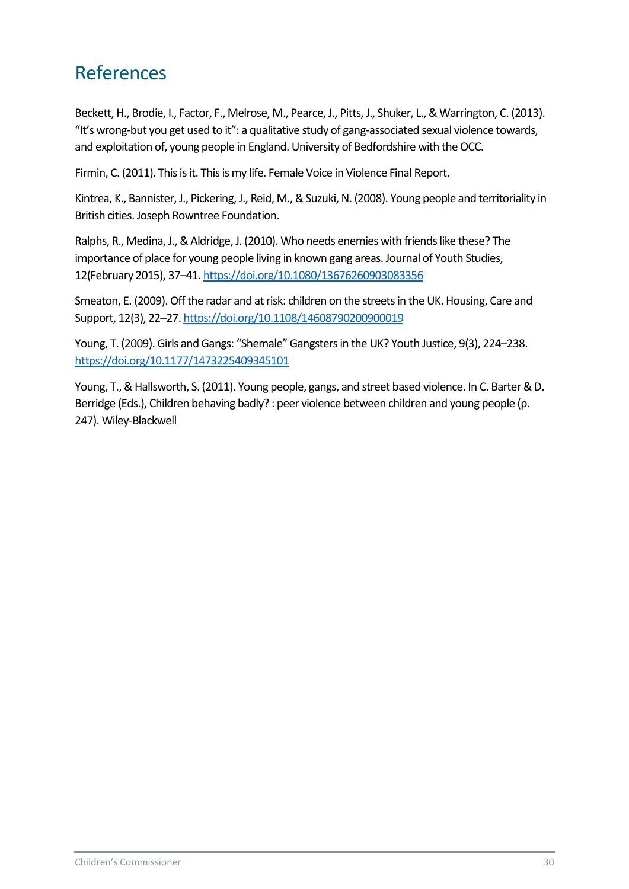# References

Beckett, H., Brodie, I., Factor, F., Melrose, M., Pearce, J., Pitts, J., Shuker, L., & Warrington, C. (2013). "It's wrong-but you get used to it": a qualitative study of gang-associated sexual violence towards, and exploitation of, young people in England. University of Bedfordshire with the OCC.

Firmin, C. (2011). This is it. This is my life. Female Voice in Violence Final Report.

Kintrea, K., Bannister, J., Pickering, J., Reid, M., & Suzuki, N. (2008). Young people and territoriality in British cities. Joseph Rowntree Foundation.

Ralphs, R., Medina, J., & Aldridge, J. (2010). Who needs enemies with friends like these? The importance of place for young people living in known gang areas. Journal of Youth Studies, 12(February 2015), 37–41. https://doi.org/10.1080/13676260903083356

Smeaton, E. (2009). Off the radar and at risk: children on the streets in the UK. Housing, Care and Support, 12(3), 22–27. https://doi.org/10.1108/14608790200900019

Young, T. (2009). Girls and Gangs: "Shemale" Gangsters in the UK? Youth Justice, 9(3), 224–238. https://doi.org/10.1177/1473225409345101

Young, T., & Hallsworth, S. (2011). Young people, gangs, and street based violence. In C. Barter & D. Berridge (Eds.), Children behaving badly? : peer violence between children and young people (p. 247). Wiley-Blackwell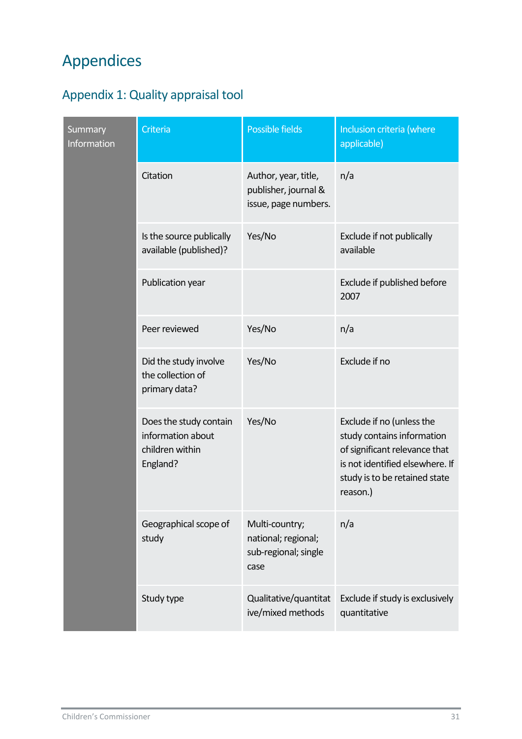# Appendices

## Appendix 1: Quality appraisal tool

| Summary Information | Criteria | Possible fields | Inclusion criteria (where applicable) |
|---|---|---|---|
| | Citation | Author, year, title, publisher, journal & issue, page numbers. | n/a |
| | Is the source publically available (published)? | Yes/No | Exclude if not publically available |
| | Publication year | | Exclude if published before 2007 |
| | Peer reviewed | Yes/No | n/a |
| | Did the study involve the collection of primary data? | Yes/No | Exclude if no |
| | Does the study contain information about children within England? | Yes/No | Exclude if no (unless the study contains information of significant relevance that is not identified elsewhere. If study is to be retained state reason.) |
| | Geographical scope of study | Multi-country; national; regional; sub-regional; single case | n/a |
| | Study type | Qualitative/quantitative/mixed methods | Exclude if study is exclusively quantitative |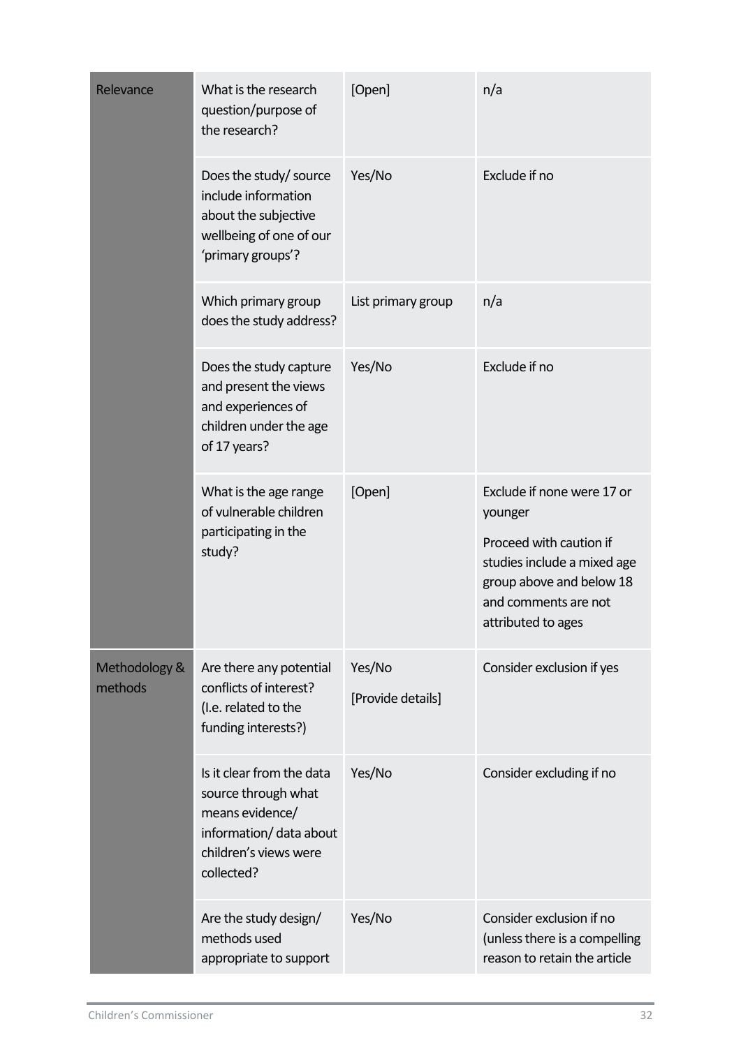| | | | |
|---|---|---|---|
| Relevance | What is the research question/purpose of the research? | [Open] | n/a |
| | Does the study/ source include information about the subjective wellbeing of one of our 'primary groups'? | Yes/No | Exclude if no |
| | Which primary group does the study address? | List primary group | n/a |
| | Does the study capture and present the views and experiences of children under the age of 17 years? | Yes/No | Exclude if no |
| | What is the age range of vulnerable children participating in the study? | [Open] | Exclude if none were 17 or younger<br><br>Proceed with caution if studies include a mixed age group above and below 18 and comments are not attributed to ages |
| Methodology & methods | Are there any potential conflicts of interest? (I.e. related to the funding interests?) | Yes/No<br><br>[Provide details] | Consider exclusion if yes |
| | Is it clear from the data source through what means evidence/ information/ data about children's views were collected? | Yes/No | Consider excluding if no |
| | Are the study design/ methods used appropriate to support | Yes/No | Consider exclusion if no (unless there is a compelling reason to retain the article |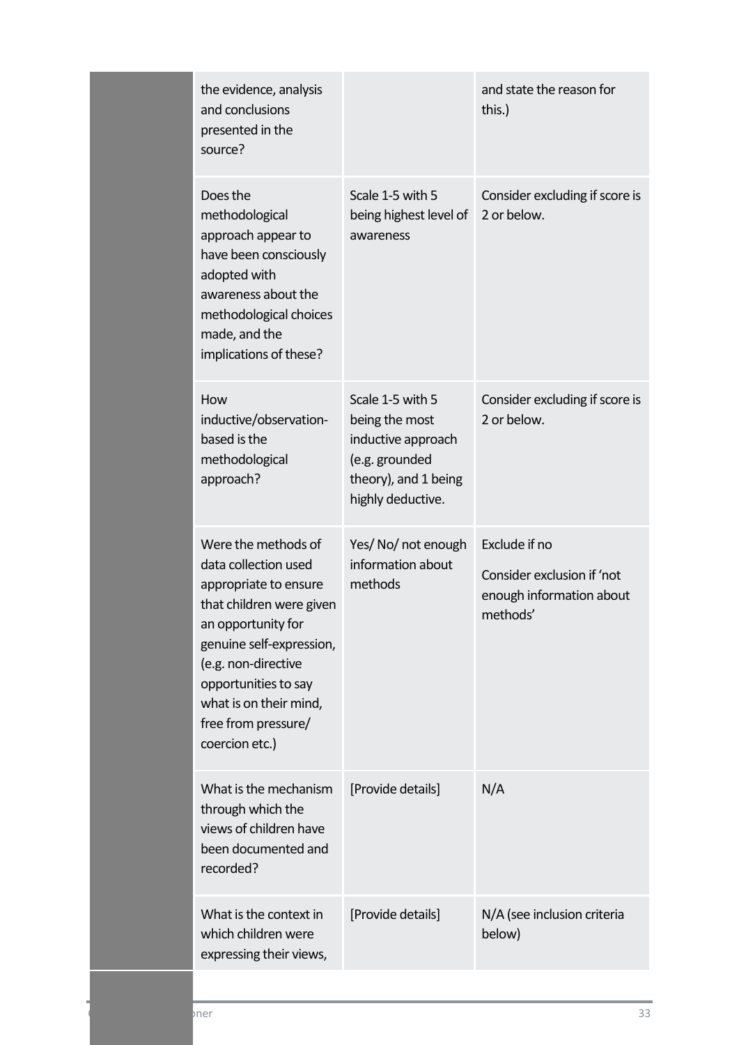|  |  |  |  |
|---|---|---|---|
|  | the evidence, analysis and conclusions presented in the source? |  | and state the reason for this.) |
|  | Does the methodological approach appear to have been consciously adopted with awareness about the methodological choices made, and the implications of these? | Scale 1-5 with 5 being highest level of awareness | Consider excluding if score is 2 or below. |
|  | How inductive/observation-based is the methodological approach? | Scale 1-5 with 5 being the most inductive approach (e.g. grounded theory), and 1 being highly deductive. | Consider excluding if score is 2 or below. |
|  | Were the methods of data collection used appropriate to ensure that children were given an opportunity for genuine self-expression, (e.g. non-directive opportunities to say what is on their mind, free from pressure/ coercion etc.) | Yes/ No/ not enough information about methods | Exclude if no<br><br>Consider exclusion if 'not enough information about methods' |
|  | What is the mechanism through which the views of children have been documented and recorded? | [Provide details] | N/A |
|  | What is the context in which children were expressing their views, | [Provide details] | N/A (see inclusion criteria below) |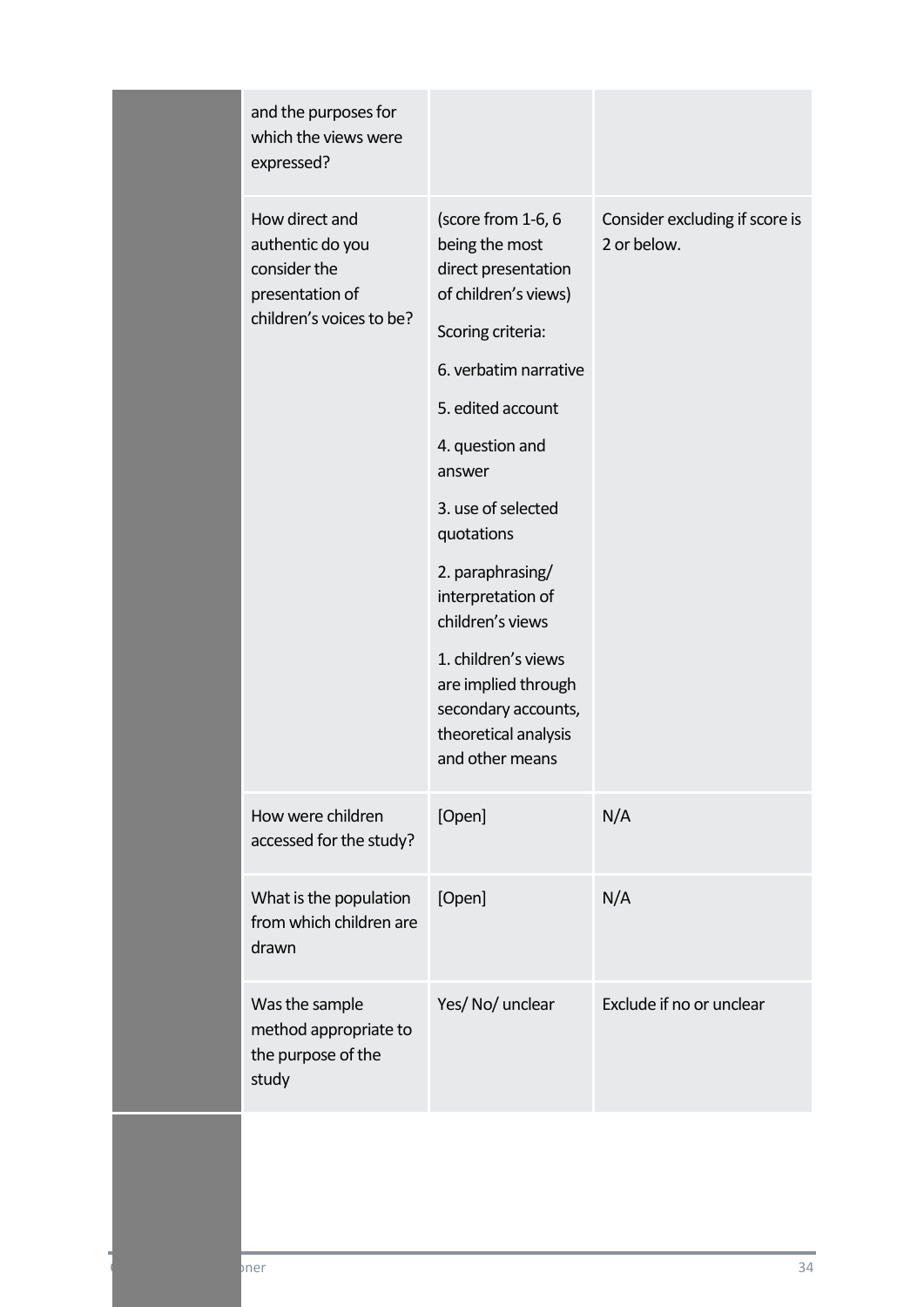| | | | |
|---|---|---|---|
| | and the purposes for which the views were expressed? | | |
| | How direct and authentic do you consider the presentation of children's voices to be? | (score from 1-6, 6 being the most direct presentation of children's views)<br><br>Scoring criteria:<br><br>6. verbatim narrative<br><br>5. edited account<br><br>4. question and answer<br><br>3. use of selected quotations<br><br>2. paraphrasing/ interpretation of children's views<br><br>1. children's views are implied through secondary accounts, theoretical analysis and other means | Consider excluding if score is 2 or below. |
| | How were children accessed for the study? | [Open] | N/A |
| | What is the population from which children are drawn | [Open] | N/A |
| | Was the sample method appropriate to the purpose of the study | Yes/ No/ unclear | Exclude if no or unclear |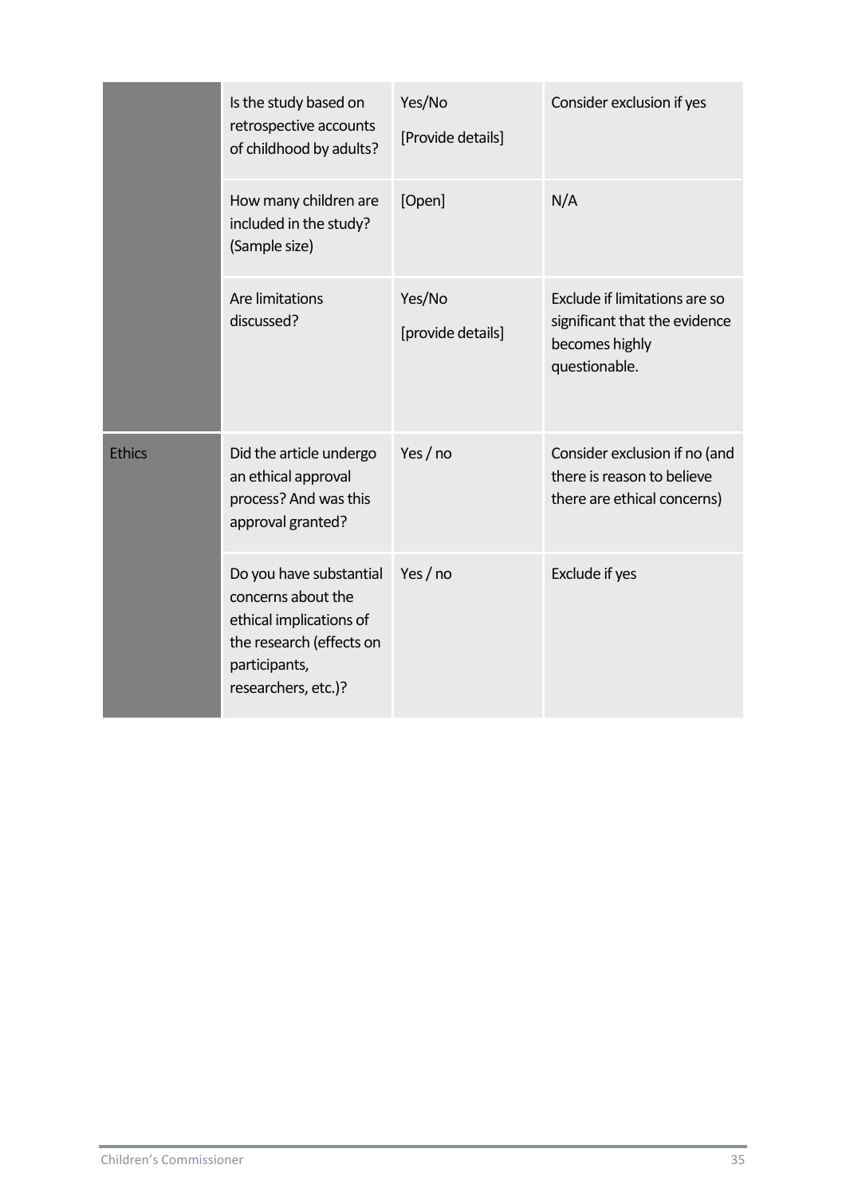| | | | |
|---|---|---|---|
| | Is the study based on retrospective accounts of childhood by adults? | Yes/No<br>[Provide details] | Consider exclusion if yes |
| | How many children are included in the study? (Sample size) | [Open] | N/A |
| | Are limitations discussed? | Yes/No<br>[provide details] | Exclude if limitations are so significant that the evidence becomes highly questionable. |
| Ethics | Did the article undergo an ethical approval process? And was this approval granted? | Yes / no | Consider exclusion if no (and there is reason to believe there are ethical concerns) |
| | Do you have substantial concerns about the ethical implications of the research (effects on participants, researchers, etc.)? | Yes / no | Exclude if yes |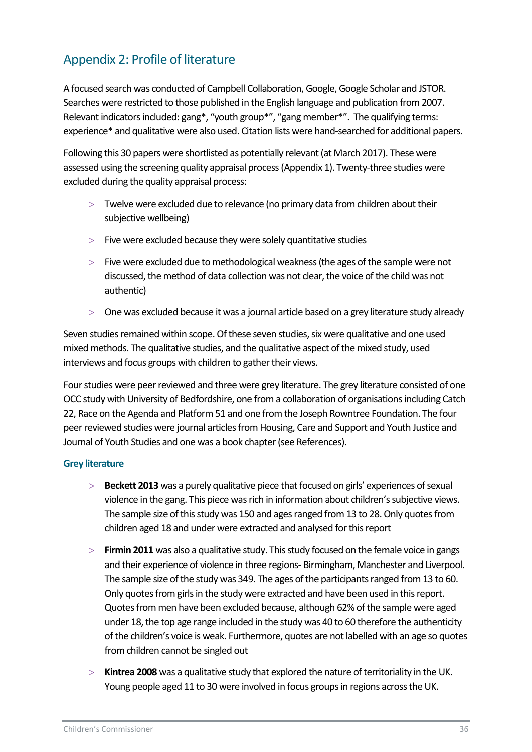## Appendix 2: Profile of literature

A focused search was conducted of Campbell Collaboration, Google, Google Scholar and JSTOR. Searches were restricted to those published in the English language and publication from 2007. Relevant indicators included: gang*, "youth group*", "gang member*". The qualifying terms: experience* and qualitative were also used. Citation lists were hand-searched for additional papers.

Following this 30 papers were shortlisted as potentially relevant (at March 2017). These were assessed using the screening quality appraisal process (Appendix 1). Twenty-three studies were excluded during the quality appraisal process:

- Twelve were excluded due to relevance (no primary data from children about their subjective wellbeing)
- Five were excluded because they were solely quantitative studies
- Five were excluded due to methodological weakness (the ages of the sample were not discussed, the method of data collection was not clear, the voice of the child was not authentic)
- One was excluded because it was a journal article based on a grey literature study already

Seven studies remained within scope. Of these seven studies, six were qualitative and one used mixed methods. The qualitative studies, and the qualitative aspect of the mixed study, used interviews and focus groups with children to gather their views.

Four studies were peer reviewed and three were grey literature. The grey literature consisted of one OCC study with University of Bedfordshire, one from a collaboration of organisations including Catch 22, Race on the Agenda and Platform 51 and one from the Joseph Rowntree Foundation. The four peer reviewed studies were journal articles from Housing, Care and Support and Youth Justice and Journal of Youth Studies and one was a book chapter (see References).

### Grey literature

- **Beckett 2013** was a purely qualitative piece that focused on girls' experiences of sexual violence in the gang. This piece was rich in information about children's subjective views. The sample size of this study was 150 and ages ranged from 13 to 28. Only quotes from children aged 18 and under were extracted and analysed for this report
- **Firmin 2011** was also a qualitative study. This study focused on the female voice in gangs and their experience of violence in three regions- Birmingham, Manchester and Liverpool. The sample size of the study was 349. The ages of the participants ranged from 13 to 60. Only quotes from girls in the study were extracted and have been used in this report. Quotes from men have been excluded because, although 62% of the sample were aged under 18, the top age range included in the study was 40 to 60 therefore the authenticity of the children's voice is weak. Furthermore, quotes are not labelled with an age so quotes from children cannot be singled out
- **Kintrea 2008** was a qualitative study that explored the nature of territoriality in the UK. Young people aged 11 to 30 were involved in focus groups in regions across the UK.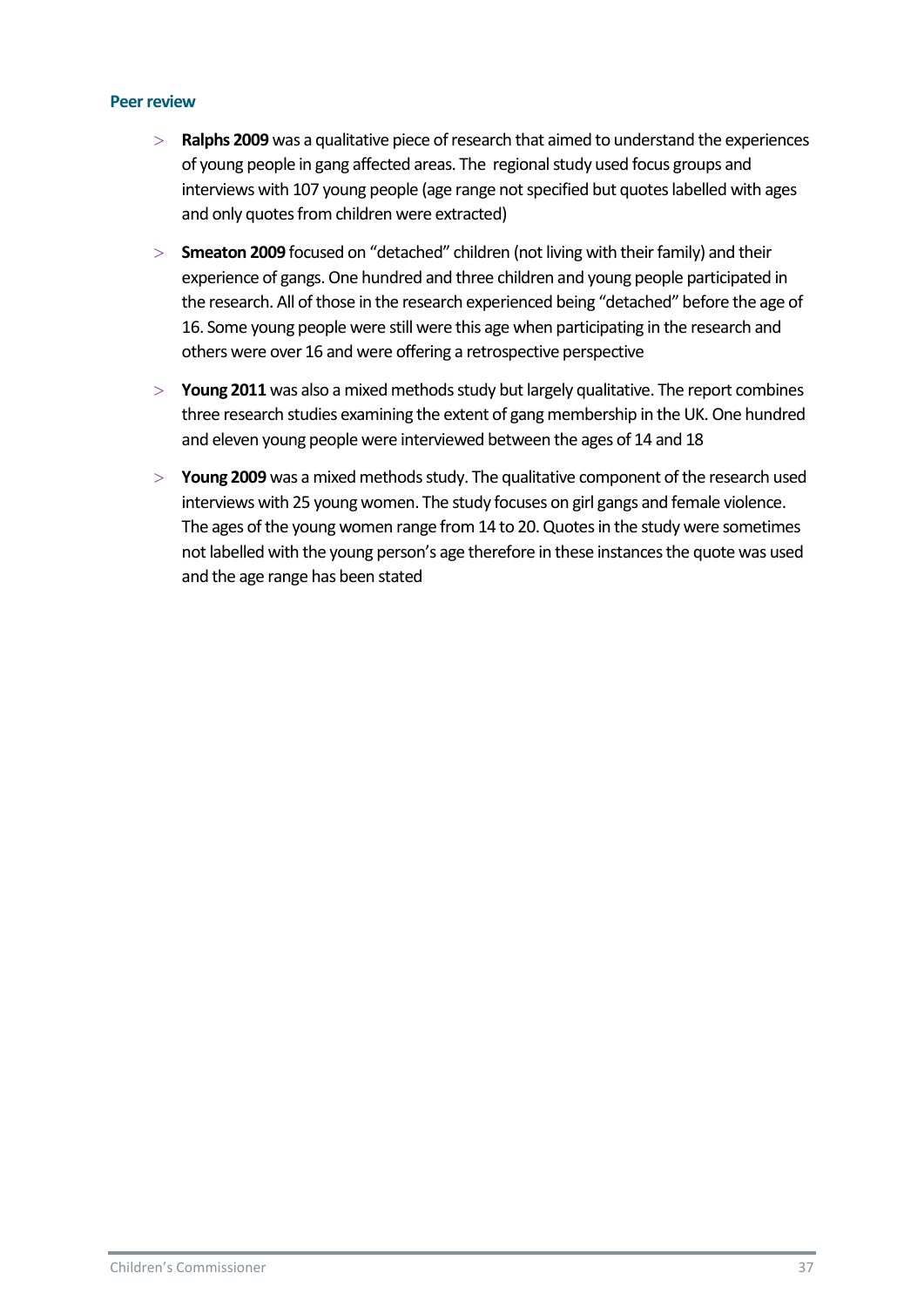### Peer review

- **Ralphs 2009** was a qualitative piece of research that aimed to understand the experiences of young people in gang affected areas. The  regional study used focus groups and interviews with 107 young people (age range not specified but quotes labelled with ages and only quotes from children were extracted)
- **Smeaton 2009** focused on "detached" children (not living with their family) and their experience of gangs. One hundred and three children and young people participated in the research. All of those in the research experienced being "detached" before the age of 16. Some young people were still were this age when participating in the research and others were over 16 and were offering a retrospective perspective
- **Young 2011** was also a mixed methods study but largely qualitative. The report combines three research studies examining the extent of gang membership in the UK. One hundred and eleven young people were interviewed between the ages of 14 and 18
- **Young 2009** was a mixed methods study. The qualitative component of the research used interviews with 25 young women. The study focuses on girl gangs and female violence. The ages of the young women range from 14 to 20. Quotes in the study were sometimes not labelled with the young person's age therefore in these instances the quote was used and the age range has been stated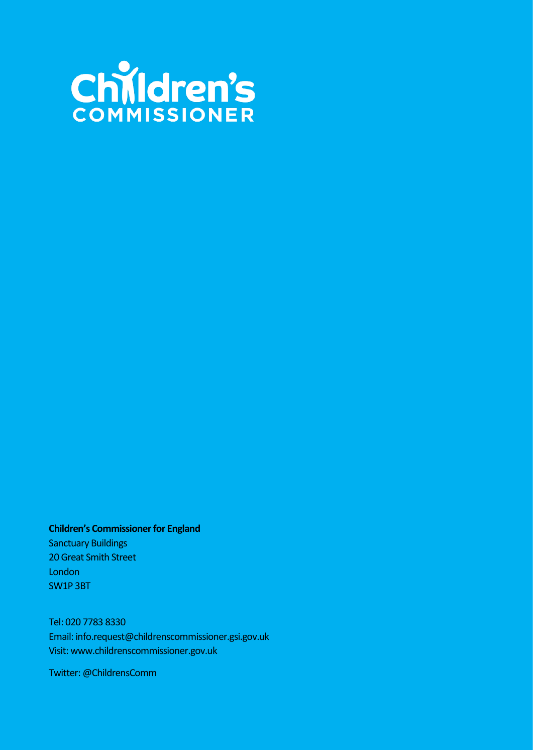Children's COMMISSIONER

**Children's Commissioner for England**

Sanctuary Buildings
20 Great Smith Street
London
SW1P 3BT

Tel: 020 7783 8330
Email: info.request@childrenscommissioner.gsi.gov.uk
Visit: www.childrenscommissioner.gov.uk

Twitter: @ChildrensComm